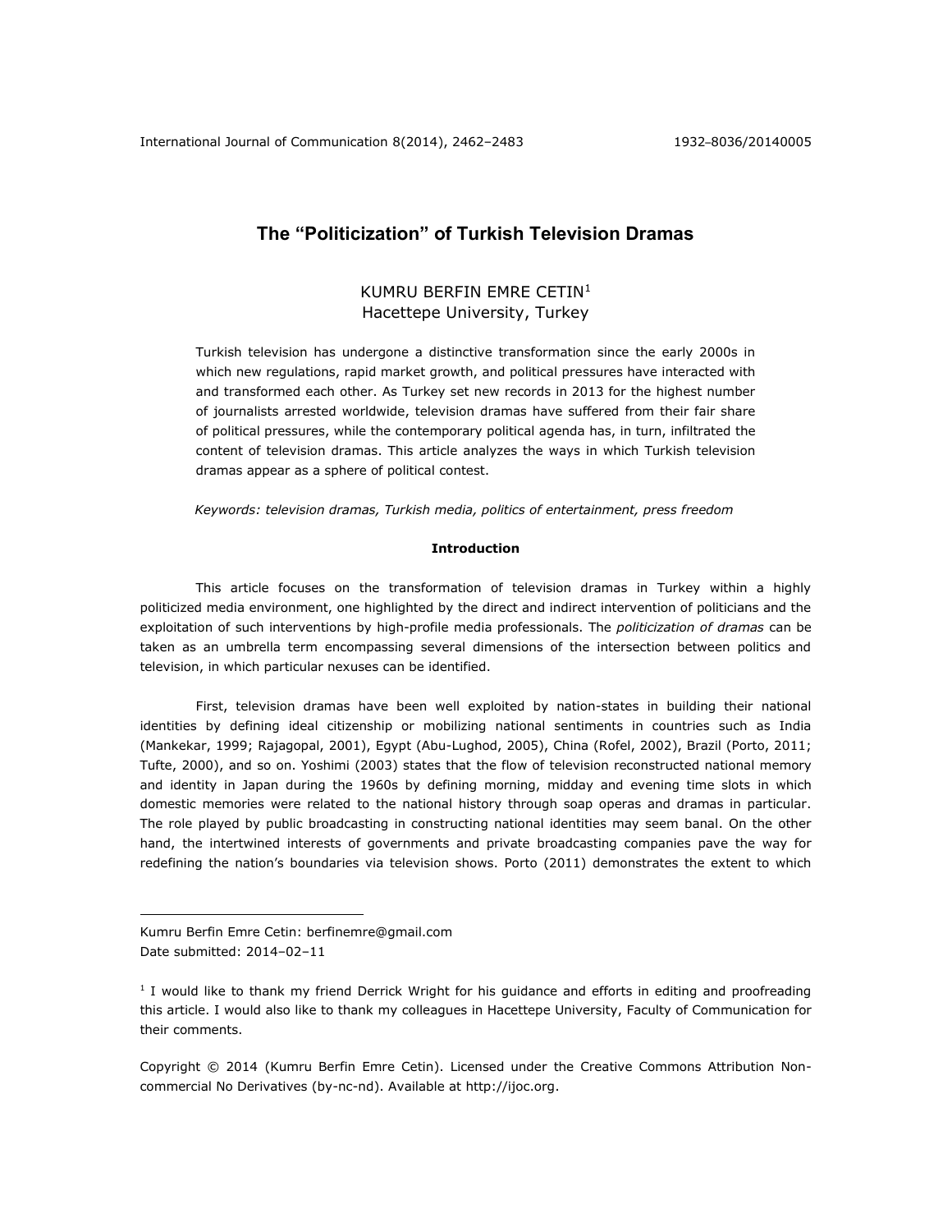# The "Politicization" of Turkish Television Dramas

KUMRU BERFIN EMRE CETIN[1]
Hacettepe University, Turkey

Turkish television has undergone a distinctive transformation since the early 2000s in which new regulations, rapid market growth, and political pressures have interacted with and transformed each other. As Turkey set new records in 2013 for the highest number of journalists arrested worldwide, television dramas have suffered from their fair share of political pressures, while the contemporary political agenda has, in turn, infiltrated the content of television dramas. This article analyzes the ways in which Turkish television dramas appear as a sphere of political contest.

*Keywords: television dramas, Turkish media, politics of entertainment, press freedom*

## Introduction

This article focuses on the transformation of television dramas in Turkey within a highly politicized media environment, one highlighted by the direct and indirect intervention of politicians and the exploitation of such interventions by high-profile media professionals. The *politicization of dramas* can be taken as an umbrella term encompassing several dimensions of the intersection between politics and television, in which particular nexuses can be identified.

First, television dramas have been well exploited by nation-states in building their national identities by defining ideal citizenship or mobilizing national sentiments in countries such as India (Mankekar, 1999; Rajagopal, 2001), Egypt (Abu-Lughod, 2005), China (Rofel, 2002), Brazil (Porto, 2011; Tufte, 2000), and so on. Yoshimi (2003) states that the flow of television reconstructed national memory and identity in Japan during the 1960s by defining morning, midday and evening time slots in which domestic memories were related to the national history through soap operas and dramas in particular. The role played by public broadcasting in constructing national identities may seem banal. On the other hand, the intertwined interests of governments and private broadcasting companies pave the way for redefining the nation's boundaries via television shows. Porto (2011) demonstrates the extent to which

---

Kumru Berfin Emre Cetin: berfinemre@gmail.com
Date submitted: 2014–02–11

[1] I would like to thank my friend Derrick Wright for his guidance and efforts in editing and proofreading this article. I would also like to thank my colleagues in Hacettepe University, Faculty of Communication for their comments.

Copyright © 2014 (Kumru Berfin Emre Cetin). Licensed under the Creative Commons Attribution Non-commercial No Derivatives (by-nc-nd). Available at http://ijoc.org.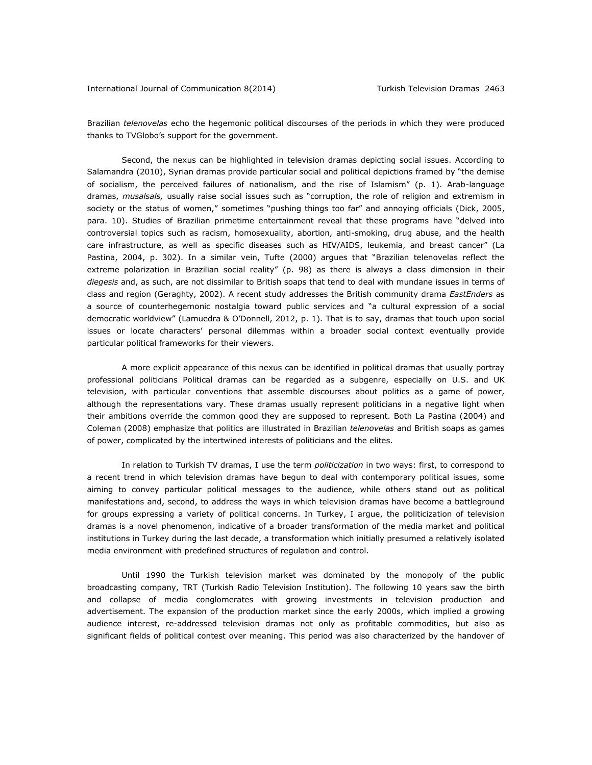Brazilian *telenovelas* echo the hegemonic political discourses of the periods in which they were produced thanks to TVGlobo's support for the government.

Second, the nexus can be highlighted in television dramas depicting social issues. According to Salamandra (2010), Syrian dramas provide particular social and political depictions framed by "the demise of socialism, the perceived failures of nationalism, and the rise of Islamism" (p. 1). Arab-language dramas, *musalsals,* usually raise social issues such as "corruption, the role of religion and extremism in society or the status of women," sometimes "pushing things too far" and annoying officials (Dick, 2005, para. 10). Studies of Brazilian primetime entertainment reveal that these programs have "delved into controversial topics such as racism, homosexuality, abortion, anti-smoking, drug abuse, and the health care infrastructure, as well as specific diseases such as HIV/AIDS, leukemia, and breast cancer" (La Pastina, 2004, p. 302). In a similar vein, Tufte (2000) argues that "Brazilian telenovelas reflect the extreme polarization in Brazilian social reality" (p. 98) as there is always a class dimension in their *diegesis* and, as such, are not dissimilar to British soaps that tend to deal with mundane issues in terms of class and region (Geraghty, 2002). A recent study addresses the British community drama *EastEnders* as a source of counterhegemonic nostalgia toward public services and "a cultural expression of a social democratic worldview" (Lamuedra & O'Donnell, 2012, p. 1). That is to say, dramas that touch upon social issues or locate characters' personal dilemmas within a broader social context eventually provide particular political frameworks for their viewers.

A more explicit appearance of this nexus can be identified in political dramas that usually portray professional politicians Political dramas can be regarded as a subgenre, especially on U.S. and UK television, with particular conventions that assemble discourses about politics as a game of power, although the representations vary. These dramas usually represent politicians in a negative light when their ambitions override the common good they are supposed to represent. Both La Pastina (2004) and Coleman (2008) emphasize that politics are illustrated in Brazilian *telenovelas* and British soaps as games of power, complicated by the intertwined interests of politicians and the elites.

In relation to Turkish TV dramas, I use the term *politicization* in two ways: first, to correspond to a recent trend in which television dramas have begun to deal with contemporary political issues, some aiming to convey particular political messages to the audience, while others stand out as political manifestations and, second, to address the ways in which television dramas have become a battleground for groups expressing a variety of political concerns. In Turkey, I argue, the politicization of television dramas is a novel phenomenon, indicative of a broader transformation of the media market and political institutions in Turkey during the last decade, a transformation which initially presumed a relatively isolated media environment with predefined structures of regulation and control.

Until 1990 the Turkish television market was dominated by the monopoly of the public broadcasting company, TRT (Turkish Radio Television Institution). The following 10 years saw the birth and collapse of media conglomerates with growing investments in television production and advertisement. The expansion of the production market since the early 2000s, which implied a growing audience interest, re-addressed television dramas not only as profitable commodities, but also as significant fields of political contest over meaning. This period was also characterized by the handover of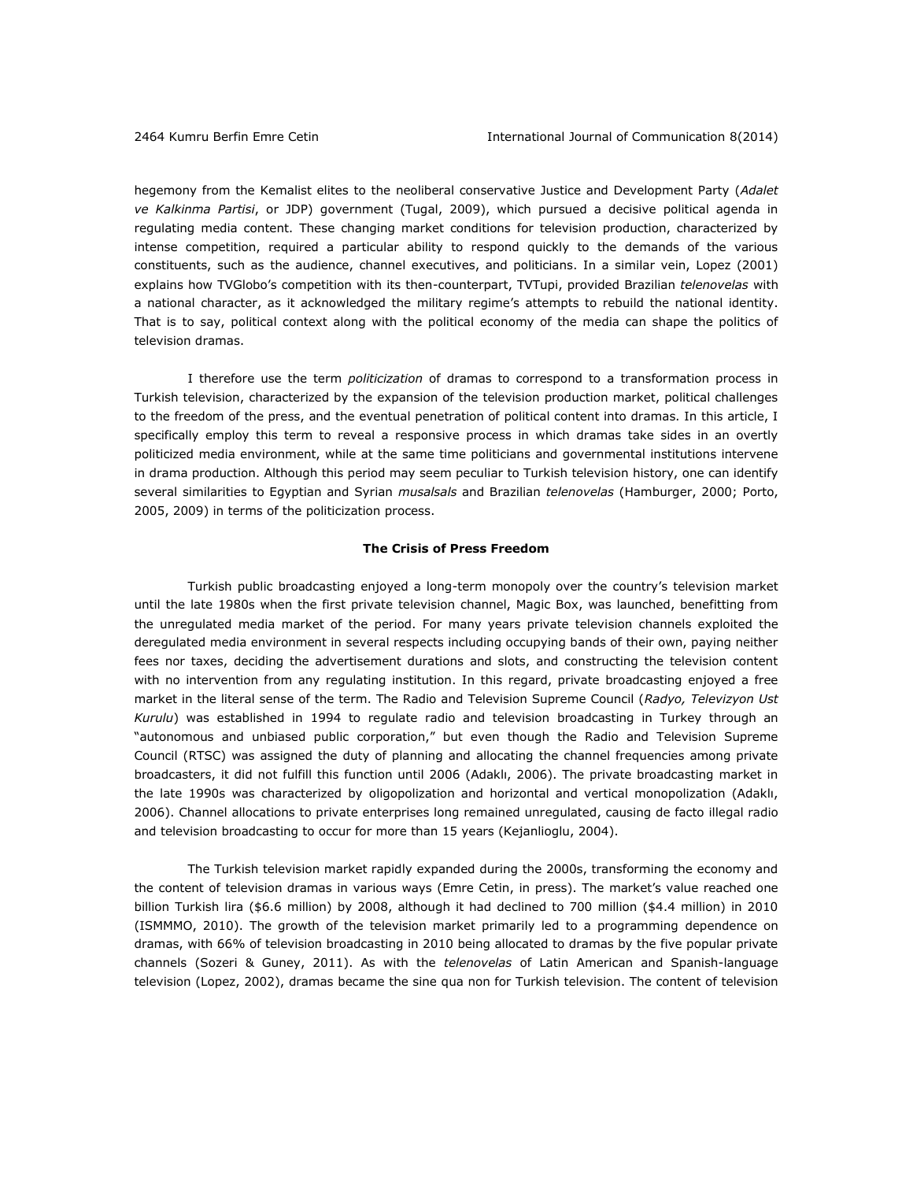hegemony from the Kemalist elites to the neoliberal conservative Justice and Development Party (*Adalet ve Kalkinma Partisi*, or JDP) government (Tugal, 2009), which pursued a decisive political agenda in regulating media content. These changing market conditions for television production, characterized by intense competition, required a particular ability to respond quickly to the demands of the various constituents, such as the audience, channel executives, and politicians. In a similar vein, Lopez (2001) explains how TVGlobo's competition with its then-counterpart, TVTupi, provided Brazilian *telenovelas* with a national character, as it acknowledged the military regime's attempts to rebuild the national identity. That is to say, political context along with the political economy of the media can shape the politics of television dramas.

I therefore use the term *politicization* of dramas to correspond to a transformation process in Turkish television, characterized by the expansion of the television production market, political challenges to the freedom of the press, and the eventual penetration of political content into dramas. In this article, I specifically employ this term to reveal a responsive process in which dramas take sides in an overtly politicized media environment, while at the same time politicians and governmental institutions intervene in drama production. Although this period may seem peculiar to Turkish television history, one can identify several similarities to Egyptian and Syrian *musalsals* and Brazilian *telenovelas* (Hamburger, 2000; Porto, 2005, 2009) in terms of the politicization process.

## The Crisis of Press Freedom

Turkish public broadcasting enjoyed a long-term monopoly over the country's television market until the late 1980s when the first private television channel, Magic Box, was launched, benefitting from the unregulated media market of the period. For many years private television channels exploited the deregulated media environment in several respects including occupying bands of their own, paying neither fees nor taxes, deciding the advertisement durations and slots, and constructing the television content with no intervention from any regulating institution. In this regard, private broadcasting enjoyed a free market in the literal sense of the term. The Radio and Television Supreme Council (*Radyo, Televizyon Ust Kurulu*) was established in 1994 to regulate radio and television broadcasting in Turkey through an "autonomous and unbiased public corporation," but even though the Radio and Television Supreme Council (RTSC) was assigned the duty of planning and allocating the channel frequencies among private broadcasters, it did not fulfill this function until 2006 (Adaklı, 2006). The private broadcasting market in the late 1990s was characterized by oligopolization and horizontal and vertical monopolization (Adaklı, 2006). Channel allocations to private enterprises long remained unregulated, causing de facto illegal radio and television broadcasting to occur for more than 15 years (Kejanlioglu, 2004).

The Turkish television market rapidly expanded during the 2000s, transforming the economy and the content of television dramas in various ways (Emre Cetin, in press). The market's value reached one billion Turkish lira ($6.6 million) by 2008, although it had declined to 700 million ($4.4 million) in 2010 (ISMMMO, 2010). The growth of the television market primarily led to a programming dependence on dramas, with 66% of television broadcasting in 2010 being allocated to dramas by the five popular private channels (Sozeri & Guney, 2011). As with the *telenovelas* of Latin American and Spanish-language television (Lopez, 2002), dramas became the sine qua non for Turkish television. The content of television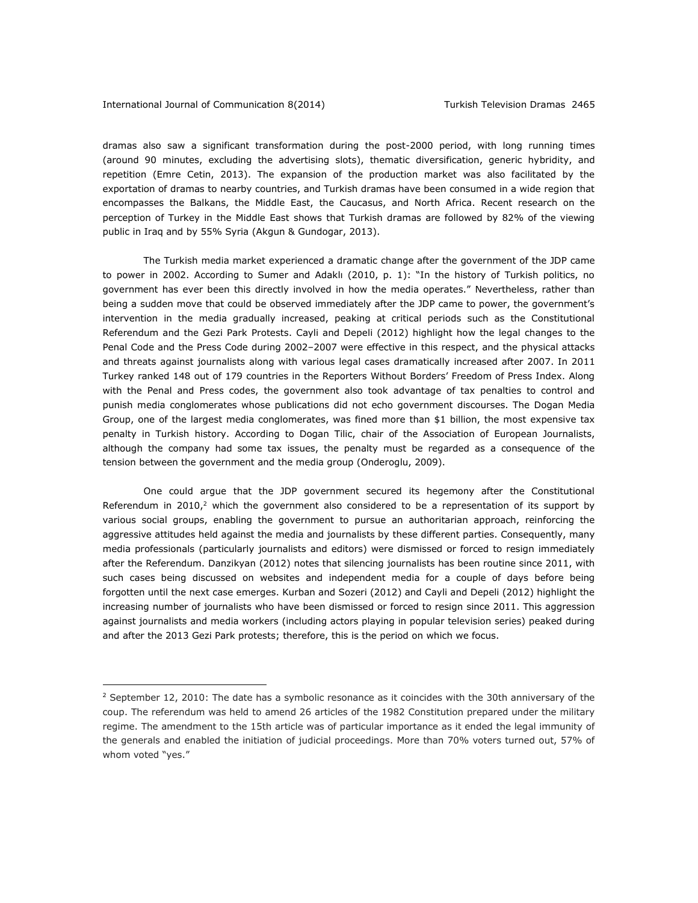dramas also saw a significant transformation during the post-2000 period, with long running times (around 90 minutes, excluding the advertising slots), thematic diversification, generic hybridity, and repetition (Emre Cetin, 2013). The expansion of the production market was also facilitated by the exportation of dramas to nearby countries, and Turkish dramas have been consumed in a wide region that encompasses the Balkans, the Middle East, the Caucasus, and North Africa. Recent research on the perception of Turkey in the Middle East shows that Turkish dramas are followed by 82% of the viewing public in Iraq and by 55% Syria (Akgun & Gundogar, 2013).

The Turkish media market experienced a dramatic change after the government of the JDP came to power in 2002. According to Sumer and Adaklı (2010, p. 1): "In the history of Turkish politics, no government has ever been this directly involved in how the media operates." Nevertheless, rather than being a sudden move that could be observed immediately after the JDP came to power, the government's intervention in the media gradually increased, peaking at critical periods such as the Constitutional Referendum and the Gezi Park Protests. Cayli and Depeli (2012) highlight how the legal changes to the Penal Code and the Press Code during 2002–2007 were effective in this respect, and the physical attacks and threats against journalists along with various legal cases dramatically increased after 2007. In 2011 Turkey ranked 148 out of 179 countries in the Reporters Without Borders' Freedom of Press Index. Along with the Penal and Press codes, the government also took advantage of tax penalties to control and punish media conglomerates whose publications did not echo government discourses. The Dogan Media Group, one of the largest media conglomerates, was fined more than $1 billion, the most expensive tax penalty in Turkish history. According to Dogan Tilic, chair of the Association of European Journalists, although the company had some tax issues, the penalty must be regarded as a consequence of the tension between the government and the media group (Onderoglu, 2009).

One could argue that the JDP government secured its hegemony after the Constitutional Referendum in 2010,[2] which the government also considered to be a representation of its support by various social groups, enabling the government to pursue an authoritarian approach, reinforcing the aggressive attitudes held against the media and journalists by these different parties. Consequently, many media professionals (particularly journalists and editors) were dismissed or forced to resign immediately after the Referendum. Danzikyan (2012) notes that silencing journalists has been routine since 2011, with such cases being discussed on websites and independent media for a couple of days before being forgotten until the next case emerges. Kurban and Sozeri (2012) and Cayli and Depeli (2012) highlight the increasing number of journalists who have been dismissed or forced to resign since 2011. This aggression against journalists and media workers (including actors playing in popular television series) peaked during and after the 2013 Gezi Park protests; therefore, this is the period on which we focus.

---

[2] September 12, 2010: The date has a symbolic resonance as it coincides with the 30th anniversary of the coup. The referendum was held to amend 26 articles of the 1982 Constitution prepared under the military regime. The amendment to the 15th article was of particular importance as it ended the legal immunity of the generals and enabled the initiation of judicial proceedings. More than 70% voters turned out, 57% of whom voted "yes."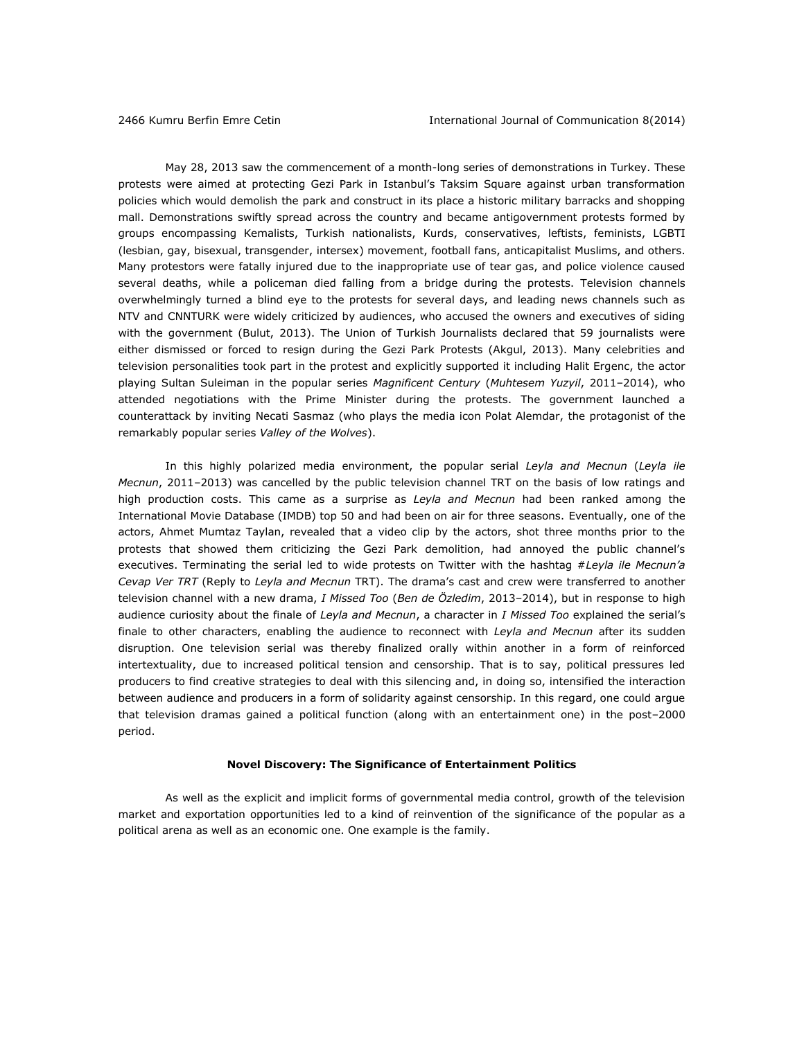May 28, 2013 saw the commencement of a month-long series of demonstrations in Turkey. These protests were aimed at protecting Gezi Park in Istanbul's Taksim Square against urban transformation policies which would demolish the park and construct in its place a historic military barracks and shopping mall. Demonstrations swiftly spread across the country and became antigovernment protests formed by groups encompassing Kemalists, Turkish nationalists, Kurds, conservatives, leftists, feminists, LGBTI (lesbian, gay, bisexual, transgender, intersex) movement, football fans, anticapitalist Muslims, and others. Many protestors were fatally injured due to the inappropriate use of tear gas, and police violence caused several deaths, while a policeman died falling from a bridge during the protests. Television channels overwhelmingly turned a blind eye to the protests for several days, and leading news channels such as NTV and CNNTURK were widely criticized by audiences, who accused the owners and executives of siding with the government (Bulut, 2013). The Union of Turkish Journalists declared that 59 journalists were either dismissed or forced to resign during the Gezi Park Protests (Akgul, 2013). Many celebrities and television personalities took part in the protest and explicitly supported it including Halit Ergenc, the actor playing Sultan Suleiman in the popular series *Magnificent Century* (*Muhtesem Yuzyil*, 2011–2014), who attended negotiations with the Prime Minister during the protests. The government launched a counterattack by inviting Necati Sasmaz (who plays the media icon Polat Alemdar, the protagonist of the remarkably popular series *Valley of the Wolves*).

In this highly polarized media environment, the popular serial *Leyla and Mecnun* (*Leyla ile Mecnun*, 2011–2013) was cancelled by the public television channel TRT on the basis of low ratings and high production costs. This came as a surprise as *Leyla and Mecnun* had been ranked among the International Movie Database (IMDB) top 50 and had been on air for three seasons. Eventually, one of the actors, Ahmet Mumtaz Taylan, revealed that a video clip by the actors, shot three months prior to the protests that showed them criticizing the Gezi Park demolition, had annoyed the public channel's executives. Terminating the serial led to wide protests on Twitter with the hashtag #*Leyla ile Mecnun'a Cevap Ver TRT* (Reply to *Leyla and Mecnun* TRT). The drama's cast and crew were transferred to another television channel with a new drama, *I Missed Too* (*Ben de Özledim*, 2013–2014), but in response to high audience curiosity about the finale of *Leyla and Mecnun*, a character in *I Missed Too* explained the serial's finale to other characters, enabling the audience to reconnect with *Leyla and Mecnun* after its sudden disruption. One television serial was thereby finalized orally within another in a form of reinforced intertextuality, due to increased political tension and censorship. That is to say, political pressures led producers to find creative strategies to deal with this silencing and, in doing so, intensified the interaction between audience and producers in a form of solidarity against censorship. In this regard, one could argue that television dramas gained a political function (along with an entertainment one) in the post–2000 period.

## Novel Discovery: The Significance of Entertainment Politics

As well as the explicit and implicit forms of governmental media control, growth of the television market and exportation opportunities led to a kind of reinvention of the significance of the popular as a political arena as well as an economic one. One example is the family.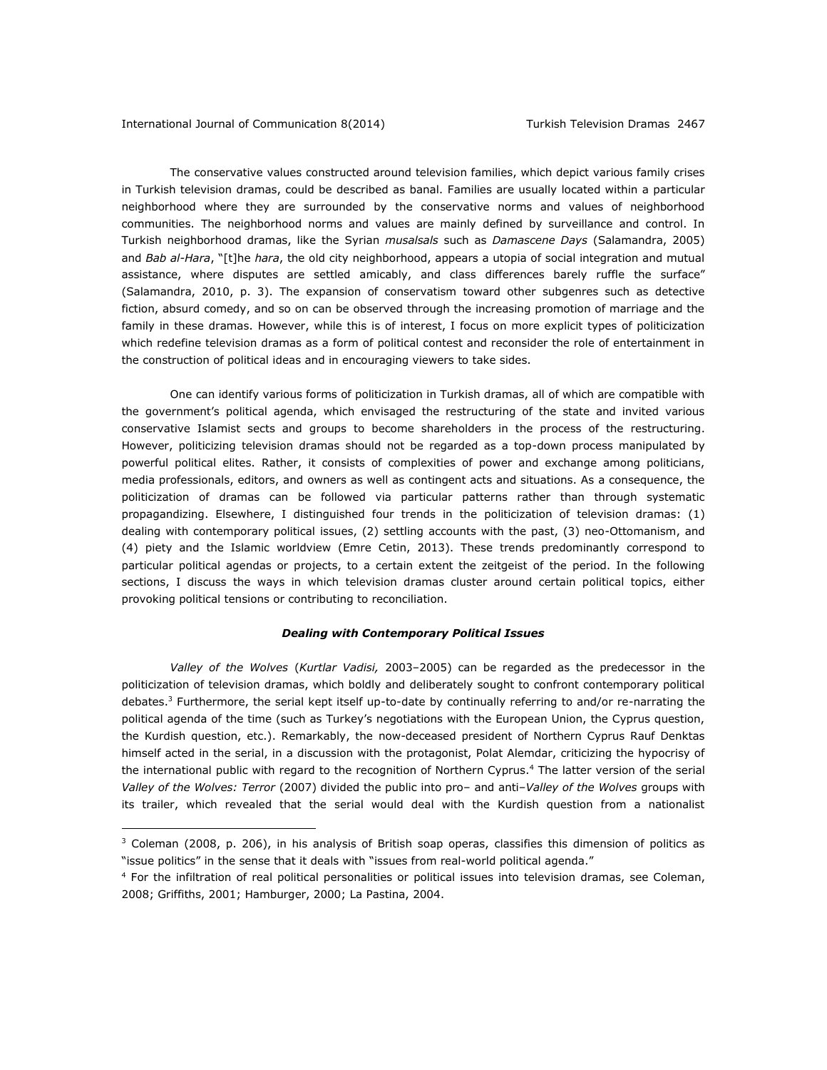The conservative values constructed around television families, which depict various family crises in Turkish television dramas, could be described as banal. Families are usually located within a particular neighborhood where they are surrounded by the conservative norms and values of neighborhood communities. The neighborhood norms and values are mainly defined by surveillance and control. In Turkish neighborhood dramas, like the Syrian *musalsals* such as *Damascene Days* (Salamandra, 2005) and *Bab al-Hara*, "[t]he *hara*, the old city neighborhood, appears a utopia of social integration and mutual assistance, where disputes are settled amicably, and class differences barely ruffle the surface" (Salamandra, 2010, p. 3). The expansion of conservatism toward other subgenres such as detective fiction, absurd comedy, and so on can be observed through the increasing promotion of marriage and the family in these dramas. However, while this is of interest, I focus on more explicit types of politicization which redefine television dramas as a form of political contest and reconsider the role of entertainment in the construction of political ideas and in encouraging viewers to take sides.

One can identify various forms of politicization in Turkish dramas, all of which are compatible with the government's political agenda, which envisaged the restructuring of the state and invited various conservative Islamist sects and groups to become shareholders in the process of the restructuring. However, politicizing television dramas should not be regarded as a top-down process manipulated by powerful political elites. Rather, it consists of complexities of power and exchange among politicians, media professionals, editors, and owners as well as contingent acts and situations. As a consequence, the politicization of dramas can be followed via particular patterns rather than through systematic propagandizing. Elsewhere, I distinguished four trends in the politicization of television dramas: (1) dealing with contemporary political issues, (2) settling accounts with the past, (3) neo-Ottomanism, and (4) piety and the Islamic worldview (Emre Cetin, 2013). These trends predominantly correspond to particular political agendas or projects, to a certain extent the zeitgeist of the period. In the following sections, I discuss the ways in which television dramas cluster around certain political topics, either provoking political tensions or contributing to reconciliation.

### ***Dealing with Contemporary Political Issues***

*Valley of the Wolves* (*Kurtlar Vadisi,* 2003–2005) can be regarded as the predecessor in the politicization of television dramas, which boldly and deliberately sought to confront contemporary political debates.[3] Furthermore, the serial kept itself up-to-date by continually referring to and/or re-narrating the political agenda of the time (such as Turkey's negotiations with the European Union, the Cyprus question, the Kurdish question, etc.). Remarkably, the now-deceased president of Northern Cyprus Rauf Denktas himself acted in the serial, in a discussion with the protagonist, Polat Alemdar, criticizing the hypocrisy of the international public with regard to the recognition of Northern Cyprus.[4] The latter version of the serial *Valley of the Wolves: Terror* (2007) divided the public into pro– and anti–*Valley of the Wolves* groups with its trailer, which revealed that the serial would deal with the Kurdish question from a nationalist

---

[3] Coleman (2008, p. 206), in his analysis of British soap operas, classifies this dimension of politics as "issue politics" in the sense that it deals with "issues from real-world political agenda."

[4] For the infiltration of real political personalities or political issues into television dramas, see Coleman, 2008; Griffiths, 2001; Hamburger, 2000; La Pastina, 2004.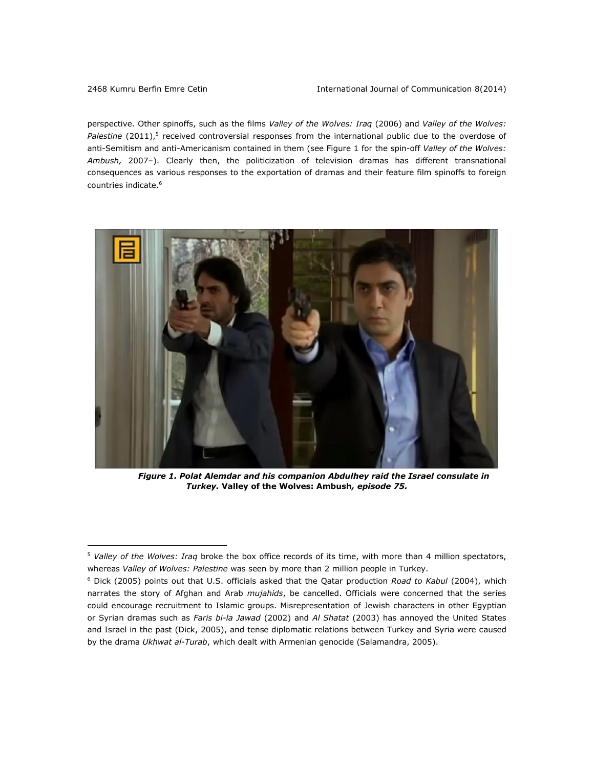perspective. Other spinoffs, such as the films *Valley of the Wolves: Iraq* (2006) and *Valley of the Wolves: Palestine* (2011),[5] received controversial responses from the international public due to the overdose of anti-Semitism and anti-Americanism contained in them (see Figure 1 for the spin-off *Valley of the Wolves: Ambush,* 2007–). Clearly then, the politicization of television dramas has different transnational consequences as various responses to the exportation of dramas and their feature film spinoffs to foreign countries indicate.[6]

***Figure 1. Polat Alemdar and his companion Abdulhey raid the Israel consulate in Turkey.* Valley of the Wolves: Ambush*, episode 75.***

[5] *Valley of the Wolves: Iraq* broke the box office records of its time, with more than 4 million spectators, whereas *Valley of Wolves: Palestine* was seen by more than 2 million people in Turkey.

[6] Dick (2005) points out that U.S. officials asked that the Qatar production *Road to Kabul* (2004), which narrates the story of Afghan and Arab *mujahids*, be cancelled. Officials were concerned that the series could encourage recruitment to Islamic groups. Misrepresentation of Jewish characters in other Egyptian or Syrian dramas such as *Faris bi-la Jawad* (2002) and *Al Shatat* (2003) has annoyed the United States and Israel in the past (Dick, 2005), and tense diplomatic relations between Turkey and Syria were caused by the drama *Ukhwat al-Turab*, which dealt with Armenian genocide (Salamandra, 2005).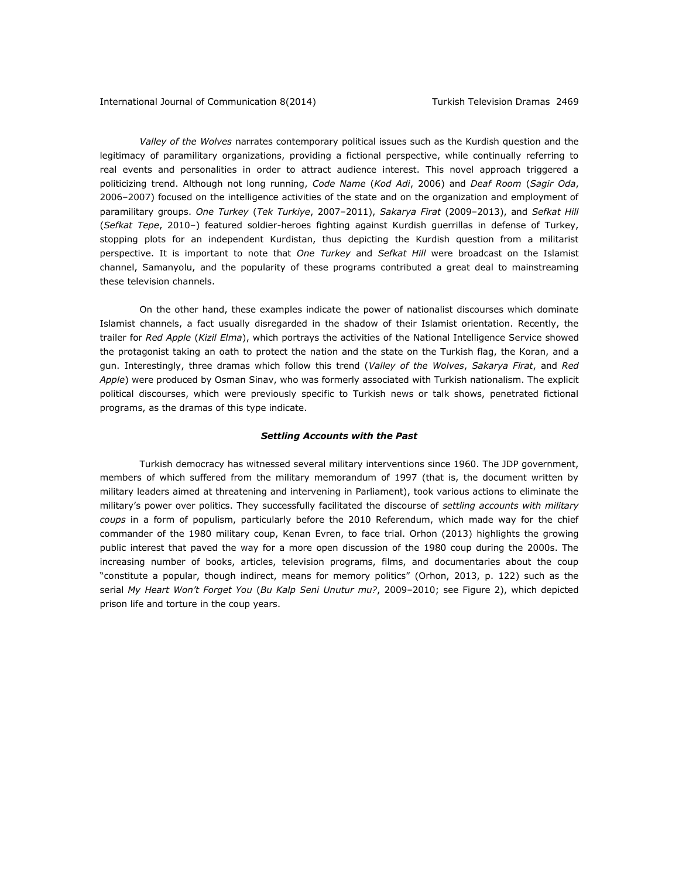*Valley of the Wolves* narrates contemporary political issues such as the Kurdish question and the legitimacy of paramilitary organizations, providing a fictional perspective, while continually referring to real events and personalities in order to attract audience interest. This novel approach triggered a politicizing trend. Although not long running, *Code Name* (*Kod Adi*, 2006) and *Deaf Room* (*Sagir Oda*, 2006–2007) focused on the intelligence activities of the state and on the organization and employment of paramilitary groups. *One Turkey* (*Tek Turkiye*, 2007–2011), *Sakarya Firat* (2009–2013), and *Sefkat Hill* (*Sefkat Tepe*, 2010–) featured soldier-heroes fighting against Kurdish guerrillas in defense of Turkey, stopping plots for an independent Kurdistan, thus depicting the Kurdish question from a militarist perspective. It is important to note that *One Turkey* and *Sefkat Hill* were broadcast on the Islamist channel, Samanyolu, and the popularity of these programs contributed a great deal to mainstreaming these television channels.

On the other hand, these examples indicate the power of nationalist discourses which dominate Islamist channels, a fact usually disregarded in the shadow of their Islamist orientation. Recently, the trailer for *Red Apple* (*Kizil Elma*), which portrays the activities of the National Intelligence Service showed the protagonist taking an oath to protect the nation and the state on the Turkish flag, the Koran, and a gun. Interestingly, three dramas which follow this trend (*Valley of the Wolves*, *Sakarya Firat*, and *Red Apple*) were produced by Osman Sinav, who was formerly associated with Turkish nationalism. The explicit political discourses, which were previously specific to Turkish news or talk shows, penetrated fictional programs, as the dramas of this type indicate.

### ***Settling Accounts with the Past***

Turkish democracy has witnessed several military interventions since 1960. The JDP government, members of which suffered from the military memorandum of 1997 (that is, the document written by military leaders aimed at threatening and intervening in Parliament), took various actions to eliminate the military's power over politics. They successfully facilitated the discourse of *settling accounts with military coups* in a form of populism, particularly before the 2010 Referendum, which made way for the chief commander of the 1980 military coup, Kenan Evren, to face trial. Orhon (2013) highlights the growing public interest that paved the way for a more open discussion of the 1980 coup during the 2000s. The increasing number of books, articles, television programs, films, and documentaries about the coup "constitute a popular, though indirect, means for memory politics" (Orhon, 2013, p. 122) such as the serial *My Heart Won't Forget You* (*Bu Kalp Seni Unutur mu?*, 2009–2010; see Figure 2), which depicted prison life and torture in the coup years.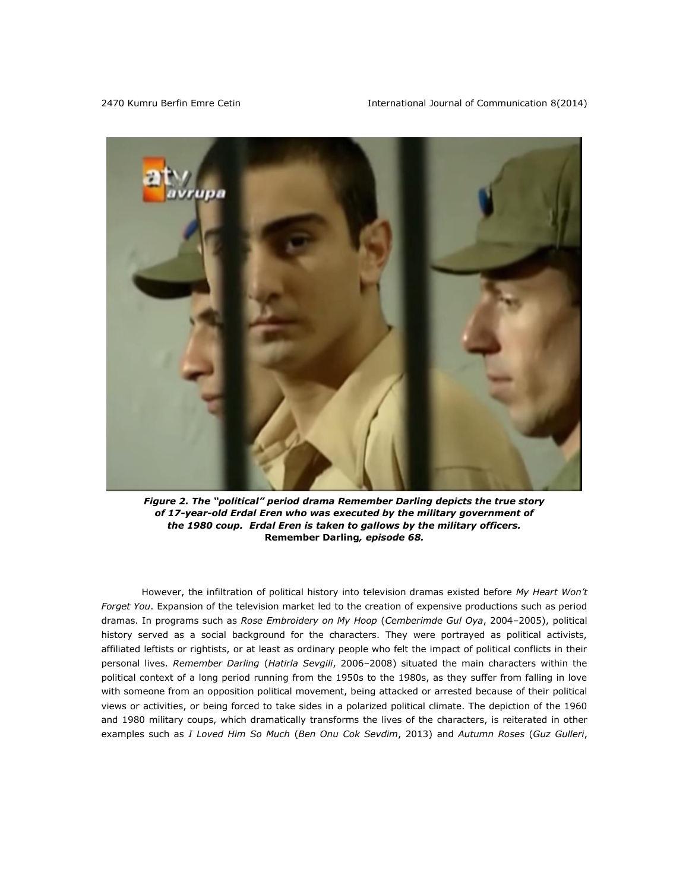*Figure 2. The "political" period drama Remember Darling depicts the true story of 17-year-old Erdal Eren who was executed by the military government of the 1980 coup. Erdal Eren is taken to gallows by the military officers.* **Remember Darling***, episode 68.*

However, the infiltration of political history into television dramas existed before *My Heart Won't Forget You*. Expansion of the television market led to the creation of expensive productions such as period dramas. In programs such as *Rose Embroidery on My Hoop* (*Cemberimde Gul Oya*, 2004–2005), political history served as a social background for the characters. They were portrayed as political activists, affiliated leftists or rightists, or at least as ordinary people who felt the impact of political conflicts in their personal lives. *Remember Darling* (*Hatirla Sevgili*, 2006–2008) situated the main characters within the political context of a long period running from the 1950s to the 1980s, as they suffer from falling in love with someone from an opposition political movement, being attacked or arrested because of their political views or activities, or being forced to take sides in a polarized political climate. The depiction of the 1960 and 1980 military coups, which dramatically transforms the lives of the characters, is reiterated in other examples such as *I Loved Him So Much* (*Ben Onu Cok Sevdim*, 2013) and *Autumn Roses* (*Guz Gulleri*,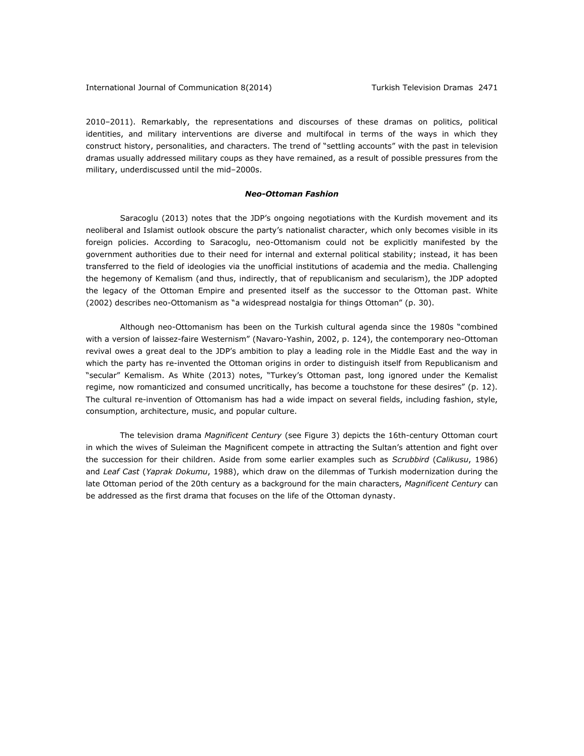2010–2011). Remarkably, the representations and discourses of these dramas on politics, political identities, and military interventions are diverse and multifocal in terms of the ways in which they construct history, personalities, and characters. The trend of "settling accounts" with the past in television dramas usually addressed military coups as they have remained, as a result of possible pressures from the military, underdiscussed until the mid–2000s.

### *Neo-Ottoman Fashion*

Saracoglu (2013) notes that the JDP's ongoing negotiations with the Kurdish movement and its neoliberal and Islamist outlook obscure the party's nationalist character, which only becomes visible in its foreign policies. According to Saracoglu, neo-Ottomanism could not be explicitly manifested by the government authorities due to their need for internal and external political stability; instead, it has been transferred to the field of ideologies via the unofficial institutions of academia and the media. Challenging the hegemony of Kemalism (and thus, indirectly, that of republicanism and secularism), the JDP adopted the legacy of the Ottoman Empire and presented itself as the successor to the Ottoman past. White (2002) describes neo-Ottomanism as "a widespread nostalgia for things Ottoman" (p. 30).

Although neo-Ottomanism has been on the Turkish cultural agenda since the 1980s "combined with a version of laissez-faire Westernism" (Navaro-Yashin, 2002, p. 124), the contemporary neo-Ottoman revival owes a great deal to the JDP's ambition to play a leading role in the Middle East and the way in which the party has re-invented the Ottoman origins in order to distinguish itself from Republicanism and "secular" Kemalism. As White (2013) notes, "Turkey's Ottoman past, long ignored under the Kemalist regime, now romanticized and consumed uncritically, has become a touchstone for these desires" (p. 12). The cultural re-invention of Ottomanism has had a wide impact on several fields, including fashion, style, consumption, architecture, music, and popular culture.

The television drama *Magnificent Century* (see Figure 3) depicts the 16th-century Ottoman court in which the wives of Suleiman the Magnificent compete in attracting the Sultan's attention and fight over the succession for their children. Aside from some earlier examples such as *Scrubbird* (*Calikusu*, 1986) and *Leaf Cast* (*Yaprak Dokumu*, 1988), which draw on the dilemmas of Turkish modernization during the late Ottoman period of the 20th century as a background for the main characters, *Magnificent Century* can be addressed as the first drama that focuses on the life of the Ottoman dynasty.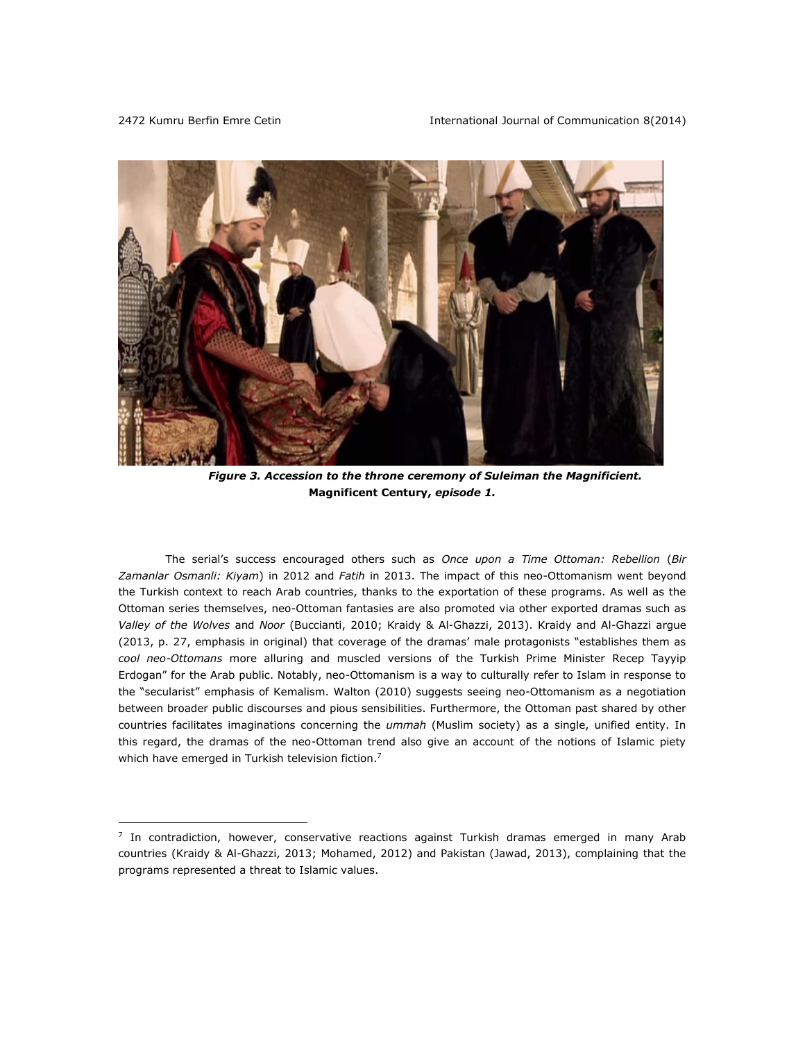***Figure 3. Accession to the throne ceremony of Suleiman the Magnificient.*** **Magnificent Century,** ***episode 1.***

The serial's success encouraged others such as *Once upon a Time Ottoman: Rebellion* (*Bir Zamanlar Osmanli: Kiyam*) in 2012 and *Fatih* in 2013. The impact of this neo-Ottomanism went beyond the Turkish context to reach Arab countries, thanks to the exportation of these programs. As well as the Ottoman series themselves, neo-Ottoman fantasies are also promoted via other exported dramas such as *Valley of the Wolves* and *Noor* (Buccianti, 2010; Kraidy & Al-Ghazzi, 2013). Kraidy and Al-Ghazzi argue (2013, p. 27, emphasis in original) that coverage of the dramas' male protagonists "establishes them as *cool neo-Ottomans* more alluring and muscled versions of the Turkish Prime Minister Recep Tayyip Erdogan" for the Arab public. Notably, neo-Ottomanism is a way to culturally refer to Islam in response to the "secularist" emphasis of Kemalism. Walton (2010) suggests seeing neo-Ottomanism as a negotiation between broader public discourses and pious sensibilities. Furthermore, the Ottoman past shared by other countries facilitates imaginations concerning the *ummah* (Muslim society) as a single, unified entity. In this regard, the dramas of the neo-Ottoman trend also give an account of the notions of Islamic piety which have emerged in Turkish television fiction.[7]

[7] In contradiction, however, conservative reactions against Turkish dramas emerged in many Arab countries (Kraidy & Al-Ghazzi, 2013; Mohamed, 2012) and Pakistan (Jawad, 2013), complaining that the programs represented a threat to Islamic values.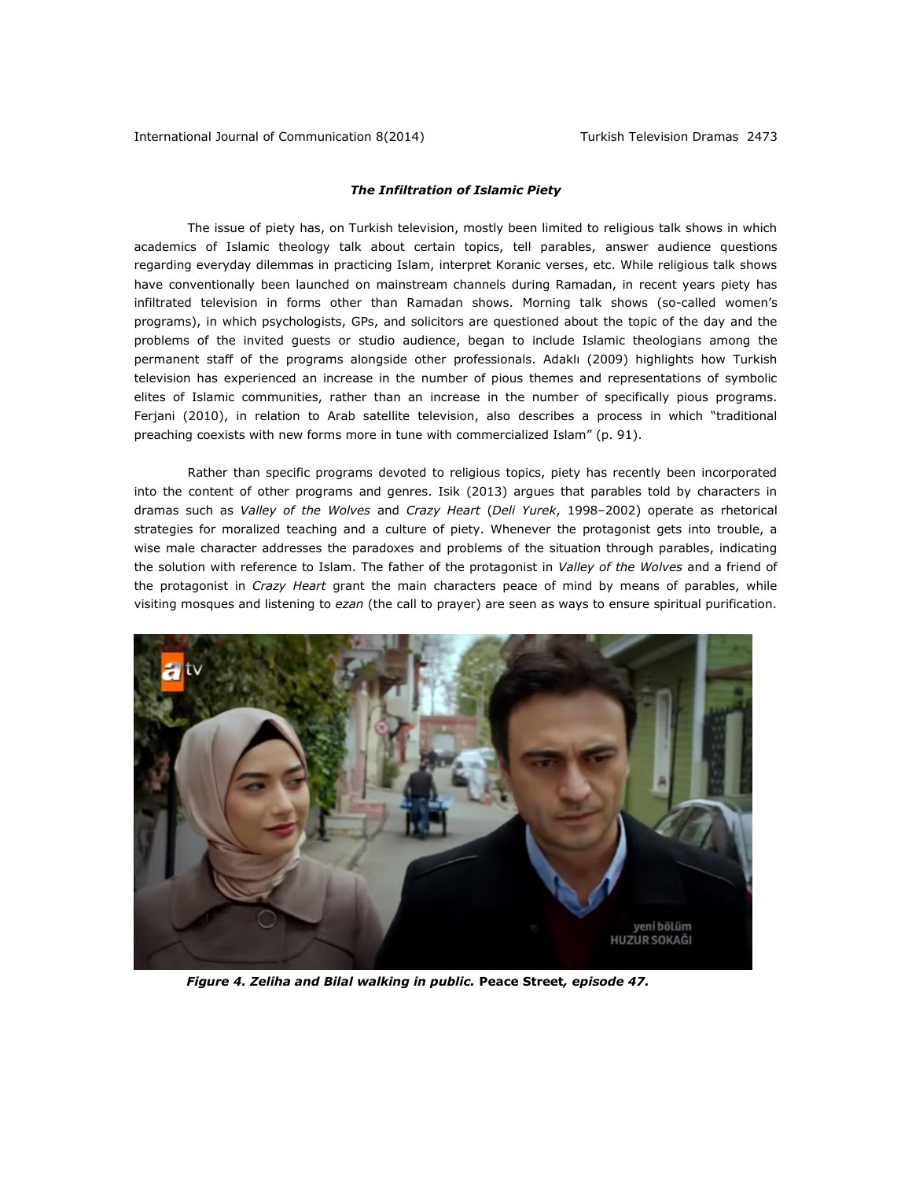### *The Infiltration of Islamic Piety*

The issue of piety has, on Turkish television, mostly been limited to religious talk shows in which academics of Islamic theology talk about certain topics, tell parables, answer audience questions regarding everyday dilemmas in practicing Islam, interpret Koranic verses, etc. While religious talk shows have conventionally been launched on mainstream channels during Ramadan, in recent years piety has infiltrated television in forms other than Ramadan shows. Morning talk shows (so-called women's programs), in which psychologists, GPs, and solicitors are questioned about the topic of the day and the problems of the invited guests or studio audience, began to include Islamic theologians among the permanent staff of the programs alongside other professionals. Adaklı (2009) highlights how Turkish television has experienced an increase in the number of pious themes and representations of symbolic elites of Islamic communities, rather than an increase in the number of specifically pious programs. Ferjani (2010), in relation to Arab satellite television, also describes a process in which "traditional preaching coexists with new forms more in tune with commercialized Islam" (p. 91).

Rather than specific programs devoted to religious topics, piety has recently been incorporated into the content of other programs and genres. Isik (2013) argues that parables told by characters in dramas such as *Valley of the Wolves* and *Crazy Heart* (*Deli Yurek*, 1998–2002) operate as rhetorical strategies for moralized teaching and a culture of piety. Whenever the protagonist gets into trouble, a wise male character addresses the paradoxes and problems of the situation through parables, indicating the solution with reference to Islam. The father of the protagonist in *Valley of the Wolves* and a friend of the protagonist in *Crazy Heart* grant the main characters peace of mind by means of parables, while visiting mosques and listening to *ezan* (the call to prayer) are seen as ways to ensure spiritual purification.

***Figure 4. Zeliha and Bilal walking in public.*** **Peace Street*, episode 47.***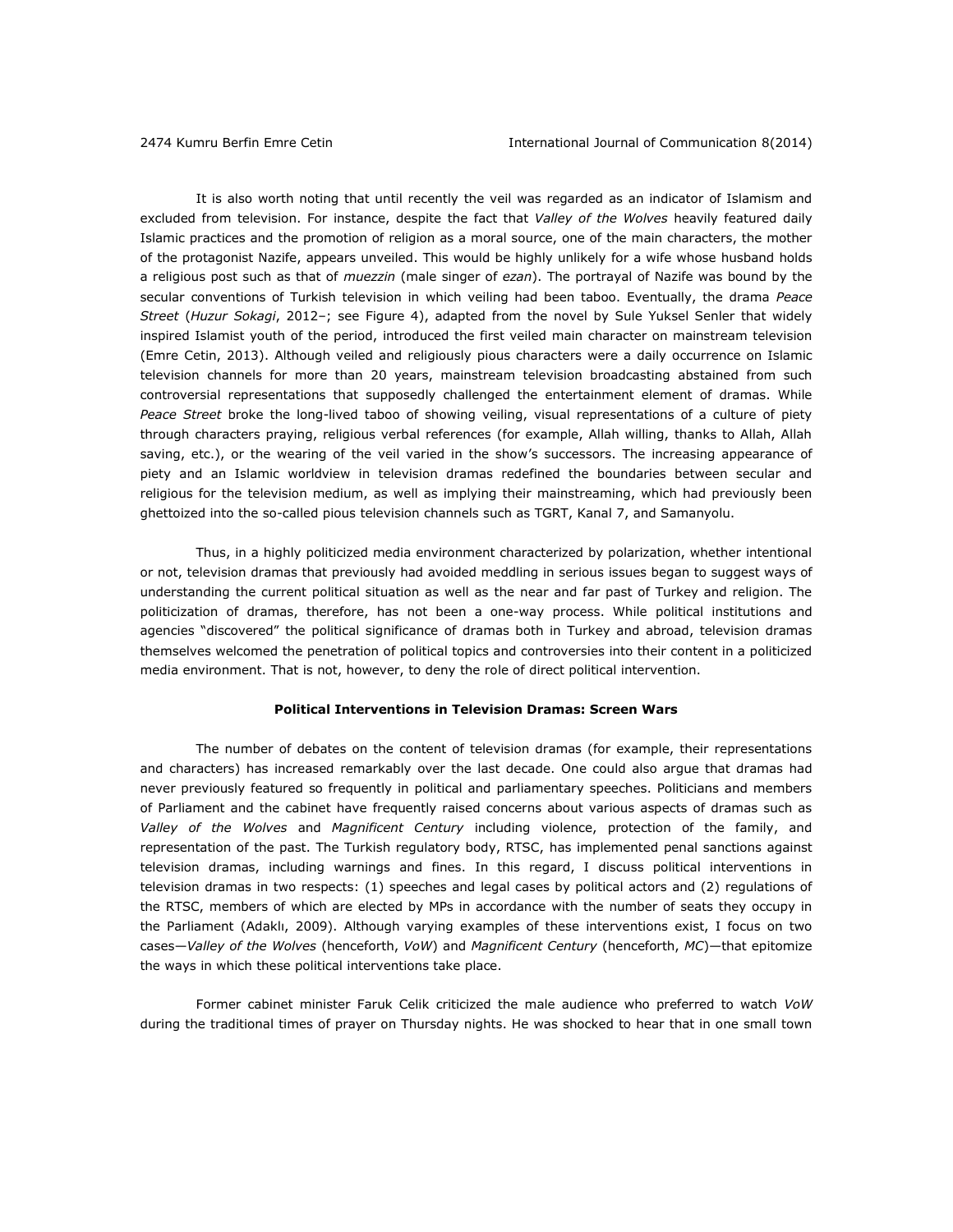It is also worth noting that until recently the veil was regarded as an indicator of Islamism and excluded from television. For instance, despite the fact that *Valley of the Wolves* heavily featured daily Islamic practices and the promotion of religion as a moral source, one of the main characters, the mother of the protagonist Nazife, appears unveiled. This would be highly unlikely for a wife whose husband holds a religious post such as that of *muezzin* (male singer of *ezan*). The portrayal of Nazife was bound by the secular conventions of Turkish television in which veiling had been taboo. Eventually, the drama *Peace Street* (*Huzur Sokagi*, 2012–; see Figure 4), adapted from the novel by Sule Yuksel Senler that widely inspired Islamist youth of the period, introduced the first veiled main character on mainstream television (Emre Cetin, 2013). Although veiled and religiously pious characters were a daily occurrence on Islamic television channels for more than 20 years, mainstream television broadcasting abstained from such controversial representations that supposedly challenged the entertainment element of dramas. While *Peace Street* broke the long-lived taboo of showing veiling, visual representations of a culture of piety through characters praying, religious verbal references (for example, Allah willing, thanks to Allah, Allah saving, etc.), or the wearing of the veil varied in the show's successors. The increasing appearance of piety and an Islamic worldview in television dramas redefined the boundaries between secular and religious for the television medium, as well as implying their mainstreaming, which had previously been ghettoized into the so-called pious television channels such as TGRT, Kanal 7, and Samanyolu.

Thus, in a highly politicized media environment characterized by polarization, whether intentional or not, television dramas that previously had avoided meddling in serious issues began to suggest ways of understanding the current political situation as well as the near and far past of Turkey and religion. The politicization of dramas, therefore, has not been a one-way process. While political institutions and agencies "discovered" the political significance of dramas both in Turkey and abroad, television dramas themselves welcomed the penetration of political topics and controversies into their content in a politicized media environment. That is not, however, to deny the role of direct political intervention.

## Political Interventions in Television Dramas: Screen Wars

The number of debates on the content of television dramas (for example, their representations and characters) has increased remarkably over the last decade. One could also argue that dramas had never previously featured so frequently in political and parliamentary speeches. Politicians and members of Parliament and the cabinet have frequently raised concerns about various aspects of dramas such as *Valley of the Wolves* and *Magnificent Century* including violence, protection of the family, and representation of the past. The Turkish regulatory body, RTSC, has implemented penal sanctions against television dramas, including warnings and fines. In this regard, I discuss political interventions in television dramas in two respects: (1) speeches and legal cases by political actors and (2) regulations of the RTSC, members of which are elected by MPs in accordance with the number of seats they occupy in the Parliament (Adaklı, 2009). Although varying examples of these interventions exist, I focus on two cases—*Valley of the Wolves* (henceforth, *VoW*) and *Magnificent Century* (henceforth, *MC*)—that epitomize the ways in which these political interventions take place.

Former cabinet minister Faruk Celik criticized the male audience who preferred to watch *VoW* during the traditional times of prayer on Thursday nights. He was shocked to hear that in one small town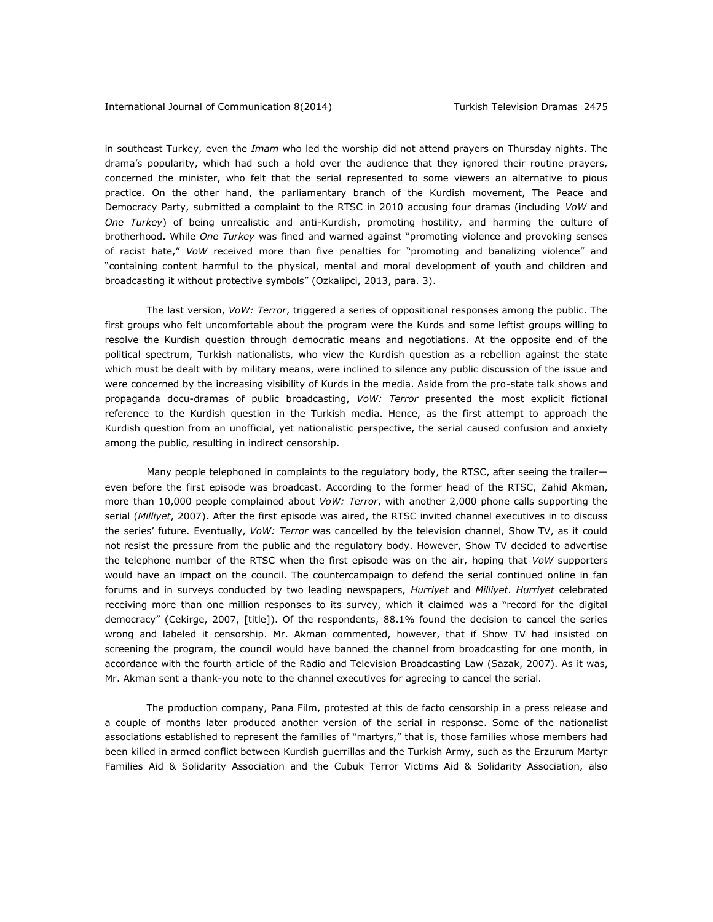in southeast Turkey, even the *Imam* who led the worship did not attend prayers on Thursday nights. The drama's popularity, which had such a hold over the audience that they ignored their routine prayers, concerned the minister, who felt that the serial represented to some viewers an alternative to pious practice. On the other hand, the parliamentary branch of the Kurdish movement, The Peace and Democracy Party, submitted a complaint to the RTSC in 2010 accusing four dramas (including *VoW* and *One Turkey*) of being unrealistic and anti-Kurdish, promoting hostility, and harming the culture of brotherhood. While *One Turkey* was fined and warned against "promoting violence and provoking senses of racist hate," *VoW* received more than five penalties for "promoting and banalizing violence" and "containing content harmful to the physical, mental and moral development of youth and children and broadcasting it without protective symbols" (Ozkalipci, 2013, para. 3).

The last version, *VoW: Terror*, triggered a series of oppositional responses among the public. The first groups who felt uncomfortable about the program were the Kurds and some leftist groups willing to resolve the Kurdish question through democratic means and negotiations. At the opposite end of the political spectrum, Turkish nationalists, who view the Kurdish question as a rebellion against the state which must be dealt with by military means, were inclined to silence any public discussion of the issue and were concerned by the increasing visibility of Kurds in the media. Aside from the pro-state talk shows and propaganda docu-dramas of public broadcasting, *VoW: Terror* presented the most explicit fictional reference to the Kurdish question in the Turkish media. Hence, as the first attempt to approach the Kurdish question from an unofficial, yet nationalistic perspective, the serial caused confusion and anxiety among the public, resulting in indirect censorship.

Many people telephoned in complaints to the regulatory body, the RTSC, after seeing the trailer—even before the first episode was broadcast. According to the former head of the RTSC, Zahid Akman, more than 10,000 people complained about *VoW: Terror*, with another 2,000 phone calls supporting the serial (*Milliyet*, 2007). After the first episode was aired, the RTSC invited channel executives in to discuss the series' future. Eventually, *VoW: Terror* was cancelled by the television channel, Show TV, as it could not resist the pressure from the public and the regulatory body. However, Show TV decided to advertise the telephone number of the RTSC when the first episode was on the air, hoping that *VoW* supporters would have an impact on the council. The countercampaign to defend the serial continued online in fan forums and in surveys conducted by two leading newspapers, *Hurriyet* and *Milliyet*. *Hurriyet* celebrated receiving more than one million responses to its survey, which it claimed was a "record for the digital democracy" (Cekirge, 2007, [title]). Of the respondents, 88.1% found the decision to cancel the series wrong and labeled it censorship. Mr. Akman commented, however, that if Show TV had insisted on screening the program, the council would have banned the channel from broadcasting for one month, in accordance with the fourth article of the Radio and Television Broadcasting Law (Sazak, 2007). As it was, Mr. Akman sent a thank-you note to the channel executives for agreeing to cancel the serial.

The production company, Pana Film, protested at this de facto censorship in a press release and a couple of months later produced another version of the serial in response. Some of the nationalist associations established to represent the families of "martyrs," that is, those families whose members had been killed in armed conflict between Kurdish guerrillas and the Turkish Army, such as the Erzurum Martyr Families Aid & Solidarity Association and the Cubuk Terror Victims Aid & Solidarity Association, also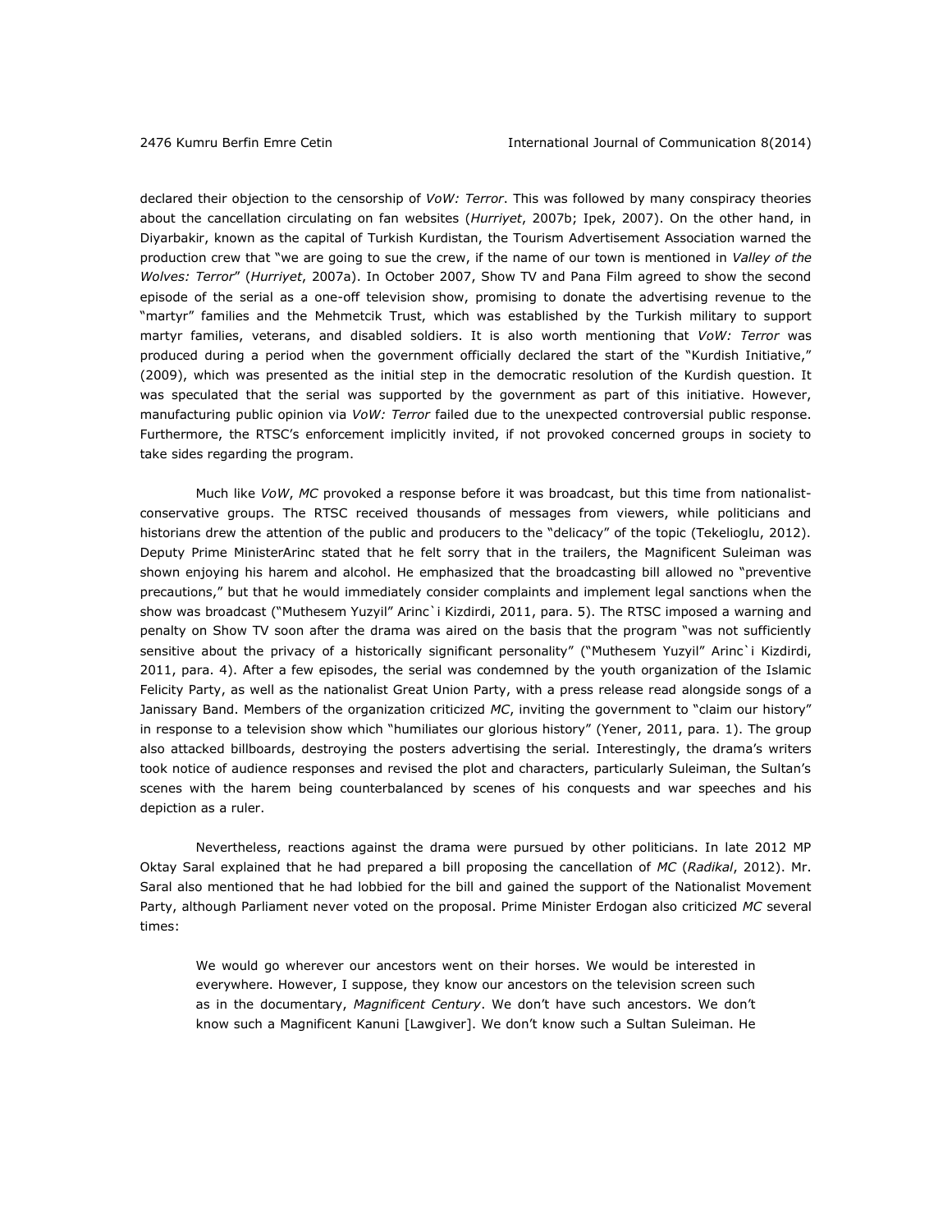declared their objection to the censorship of *VoW: Terror*. This was followed by many conspiracy theories about the cancellation circulating on fan websites (*Hurriyet*, 2007b; Ipek, 2007). On the other hand, in Diyarbakir, known as the capital of Turkish Kurdistan, the Tourism Advertisement Association warned the production crew that "we are going to sue the crew, if the name of our town is mentioned in *Valley of the Wolves: Terror*" (*Hurriyet*, 2007a). In October 2007, Show TV and Pana Film agreed to show the second episode of the serial as a one-off television show, promising to donate the advertising revenue to the "martyr" families and the Mehmetcik Trust, which was established by the Turkish military to support martyr families, veterans, and disabled soldiers. It is also worth mentioning that *VoW: Terror* was produced during a period when the government officially declared the start of the "Kurdish Initiative," (2009), which was presented as the initial step in the democratic resolution of the Kurdish question. It was speculated that the serial was supported by the government as part of this initiative. However, manufacturing public opinion via *VoW: Terror* failed due to the unexpected controversial public response. Furthermore, the RTSC's enforcement implicitly invited, if not provoked concerned groups in society to take sides regarding the program.

Much like *VoW*, *MC* provoked a response before it was broadcast, but this time from nationalist-conservative groups. The RTSC received thousands of messages from viewers, while politicians and historians drew the attention of the public and producers to the "delicacy" of the topic (Tekelioglu, 2012). Deputy Prime MinisterArinc stated that he felt sorry that in the trailers, the Magnificent Suleiman was shown enjoying his harem and alcohol. He emphasized that the broadcasting bill allowed no "preventive precautions," but that he would immediately consider complaints and implement legal sanctions when the show was broadcast ("Muthesem Yuzyil" Arinc`i Kizdirdi, 2011, para. 5). The RTSC imposed a warning and penalty on Show TV soon after the drama was aired on the basis that the program "was not sufficiently sensitive about the privacy of a historically significant personality" ("Muthesem Yuzyil" Arinc`i Kizdirdi, 2011, para. 4). After a few episodes, the serial was condemned by the youth organization of the Islamic Felicity Party, as well as the nationalist Great Union Party, with a press release read alongside songs of a Janissary Band. Members of the organization criticized *MC*, inviting the government to "claim our history" in response to a television show which "humiliates our glorious history" (Yener, 2011, para. 1). The group also attacked billboards, destroying the posters advertising the serial. Interestingly, the drama's writers took notice of audience responses and revised the plot and characters, particularly Suleiman, the Sultan's scenes with the harem being counterbalanced by scenes of his conquests and war speeches and his depiction as a ruler.

Nevertheless, reactions against the drama were pursued by other politicians. In late 2012 MP Oktay Saral explained that he had prepared a bill proposing the cancellation of *MC* (*Radikal*, 2012). Mr. Saral also mentioned that he had lobbied for the bill and gained the support of the Nationalist Movement Party, although Parliament never voted on the proposal. Prime Minister Erdogan also criticized *MC* several times:

> We would go wherever our ancestors went on their horses. We would be interested in everywhere. However, I suppose, they know our ancestors on the television screen such as in the documentary, *Magnificent Century*. We don't have such ancestors. We don't know such a Magnificent Kanuni [Lawgiver]. We don't know such a Sultan Suleiman. He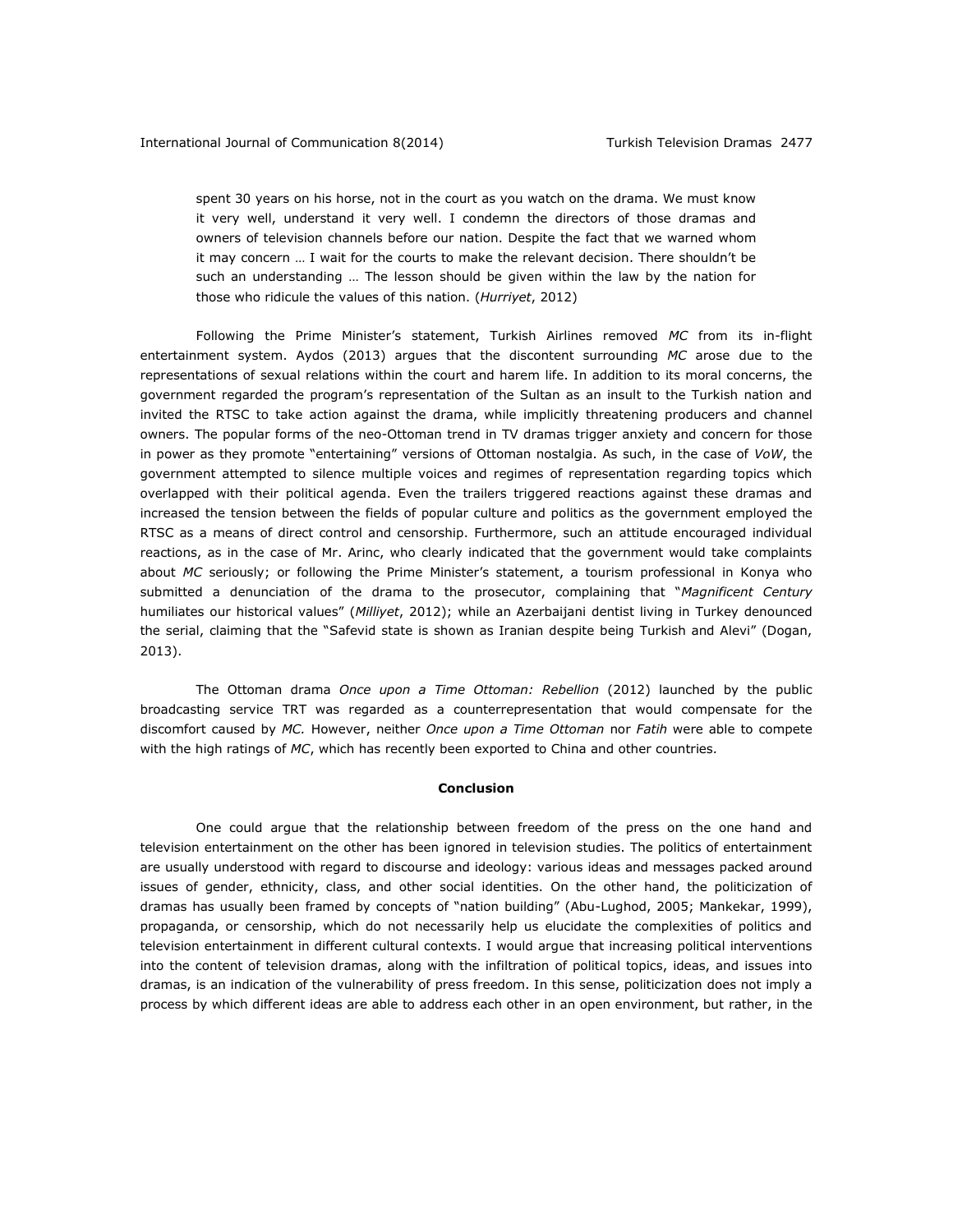> spent 30 years on his horse, not in the court as you watch on the drama. We must know it very well, understand it very well. I condemn the directors of those dramas and owners of television channels before our nation. Despite the fact that we warned whom it may concern … I wait for the courts to make the relevant decision. There shouldn't be such an understanding … The lesson should be given within the law by the nation for those who ridicule the values of this nation. (*Hurriyet*, 2012)

Following the Prime Minister's statement, Turkish Airlines removed *MC* from its in-flight entertainment system. Aydos (2013) argues that the discontent surrounding *MC* arose due to the representations of sexual relations within the court and harem life. In addition to its moral concerns, the government regarded the program's representation of the Sultan as an insult to the Turkish nation and invited the RTSC to take action against the drama, while implicitly threatening producers and channel owners. The popular forms of the neo-Ottoman trend in TV dramas trigger anxiety and concern for those in power as they promote "entertaining" versions of Ottoman nostalgia. As such, in the case of *VoW*, the government attempted to silence multiple voices and regimes of representation regarding topics which overlapped with their political agenda. Even the trailers triggered reactions against these dramas and increased the tension between the fields of popular culture and politics as the government employed the RTSC as a means of direct control and censorship. Furthermore, such an attitude encouraged individual reactions, as in the case of Mr. Arinc, who clearly indicated that the government would take complaints about *MC* seriously; or following the Prime Minister's statement, a tourism professional in Konya who submitted a denunciation of the drama to the prosecutor, complaining that "*Magnificent Century* humiliates our historical values" (*Milliyet*, 2012); while an Azerbaijani dentist living in Turkey denounced the serial, claiming that the "Safevid state is shown as Iranian despite being Turkish and Alevi" (Dogan, 2013).

The Ottoman drama *Once upon a Time Ottoman: Rebellion* (2012) launched by the public broadcasting service TRT was regarded as a counterrepresentation that would compensate for the discomfort caused by *MC.* However, neither *Once upon a Time Ottoman* nor *Fatih* were able to compete with the high ratings of *MC*, which has recently been exported to China and other countries.

## Conclusion

One could argue that the relationship between freedom of the press on the one hand and television entertainment on the other has been ignored in television studies. The politics of entertainment are usually understood with regard to discourse and ideology: various ideas and messages packed around issues of gender, ethnicity, class, and other social identities. On the other hand, the politicization of dramas has usually been framed by concepts of "nation building" (Abu-Lughod, 2005; Mankekar, 1999), propaganda, or censorship, which do not necessarily help us elucidate the complexities of politics and television entertainment in different cultural contexts. I would argue that increasing political interventions into the content of television dramas, along with the infiltration of political topics, ideas, and issues into dramas, is an indication of the vulnerability of press freedom. In this sense, politicization does not imply a process by which different ideas are able to address each other in an open environment, but rather, in the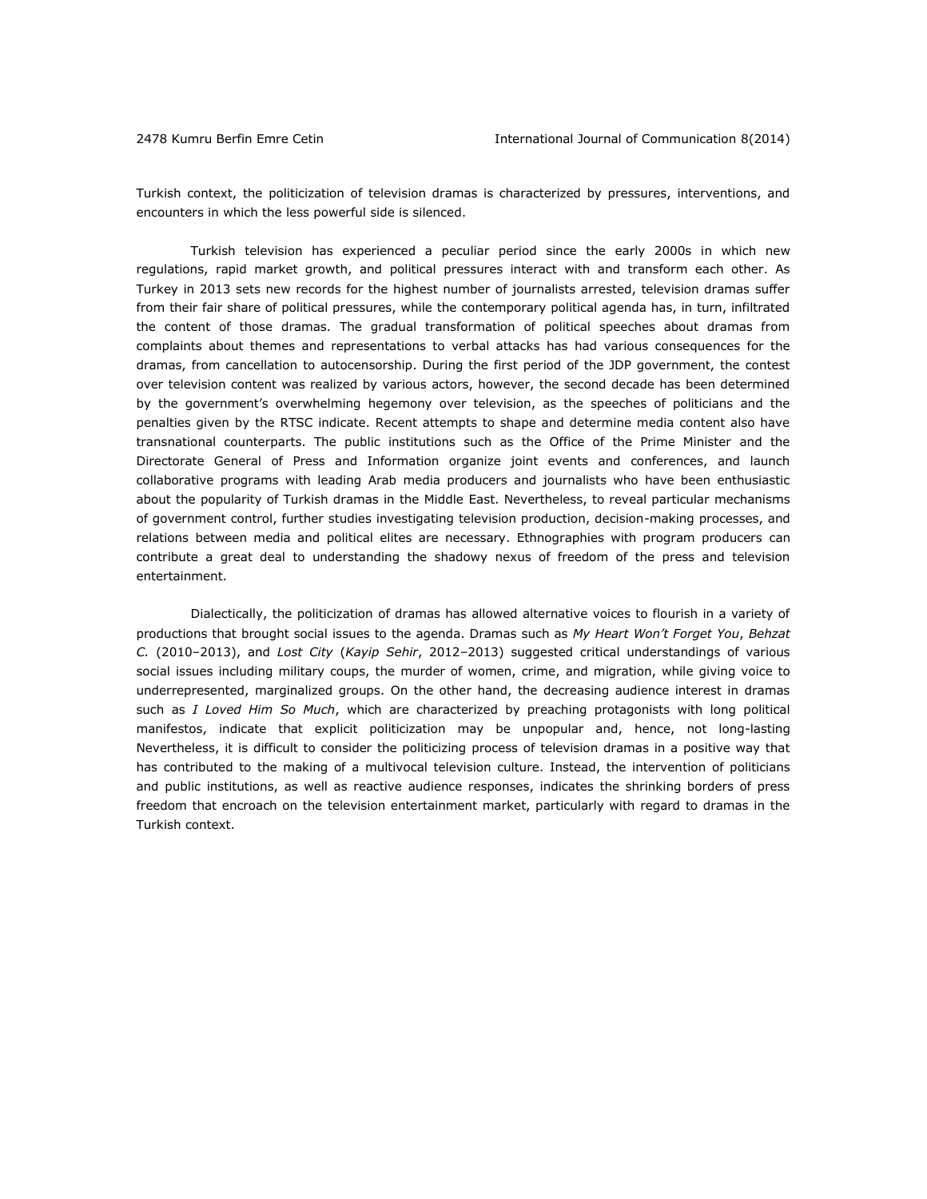Turkish context, the politicization of television dramas is characterized by pressures, interventions, and encounters in which the less powerful side is silenced.

Turkish television has experienced a peculiar period since the early 2000s in which new regulations, rapid market growth, and political pressures interact with and transform each other. As Turkey in 2013 sets new records for the highest number of journalists arrested, television dramas suffer from their fair share of political pressures, while the contemporary political agenda has, in turn, infiltrated the content of those dramas. The gradual transformation of political speeches about dramas from complaints about themes and representations to verbal attacks has had various consequences for the dramas, from cancellation to autocensorship. During the first period of the JDP government, the contest over television content was realized by various actors, however, the second decade has been determined by the government's overwhelming hegemony over television, as the speeches of politicians and the penalties given by the RTSC indicate. Recent attempts to shape and determine media content also have transnational counterparts. The public institutions such as the Office of the Prime Minister and the Directorate General of Press and Information organize joint events and conferences, and launch collaborative programs with leading Arab media producers and journalists who have been enthusiastic about the popularity of Turkish dramas in the Middle East. Nevertheless, to reveal particular mechanisms of government control, further studies investigating television production, decision-making processes, and relations between media and political elites are necessary. Ethnographies with program producers can contribute a great deal to understanding the shadowy nexus of freedom of the press and television entertainment.

Dialectically, the politicization of dramas has allowed alternative voices to flourish in a variety of productions that brought social issues to the agenda. Dramas such as *My Heart Won't Forget You*, *Behzat C.* (2010–2013), and *Lost City* (*Kayip Sehir*, 2012–2013) suggested critical understandings of various social issues including military coups, the murder of women, crime, and migration, while giving voice to underrepresented, marginalized groups. On the other hand, the decreasing audience interest in dramas such as *I Loved Him So Much*, which are characterized by preaching protagonists with long political manifestos, indicate that explicit politicization may be unpopular and, hence, not long-lasting Nevertheless, it is difficult to consider the politicizing process of television dramas in a positive way that has contributed to the making of a multivocal television culture. Instead, the intervention of politicians and public institutions, as well as reactive audience responses, indicates the shrinking borders of press freedom that encroach on the television entertainment market, particularly with regard to dramas in the Turkish context.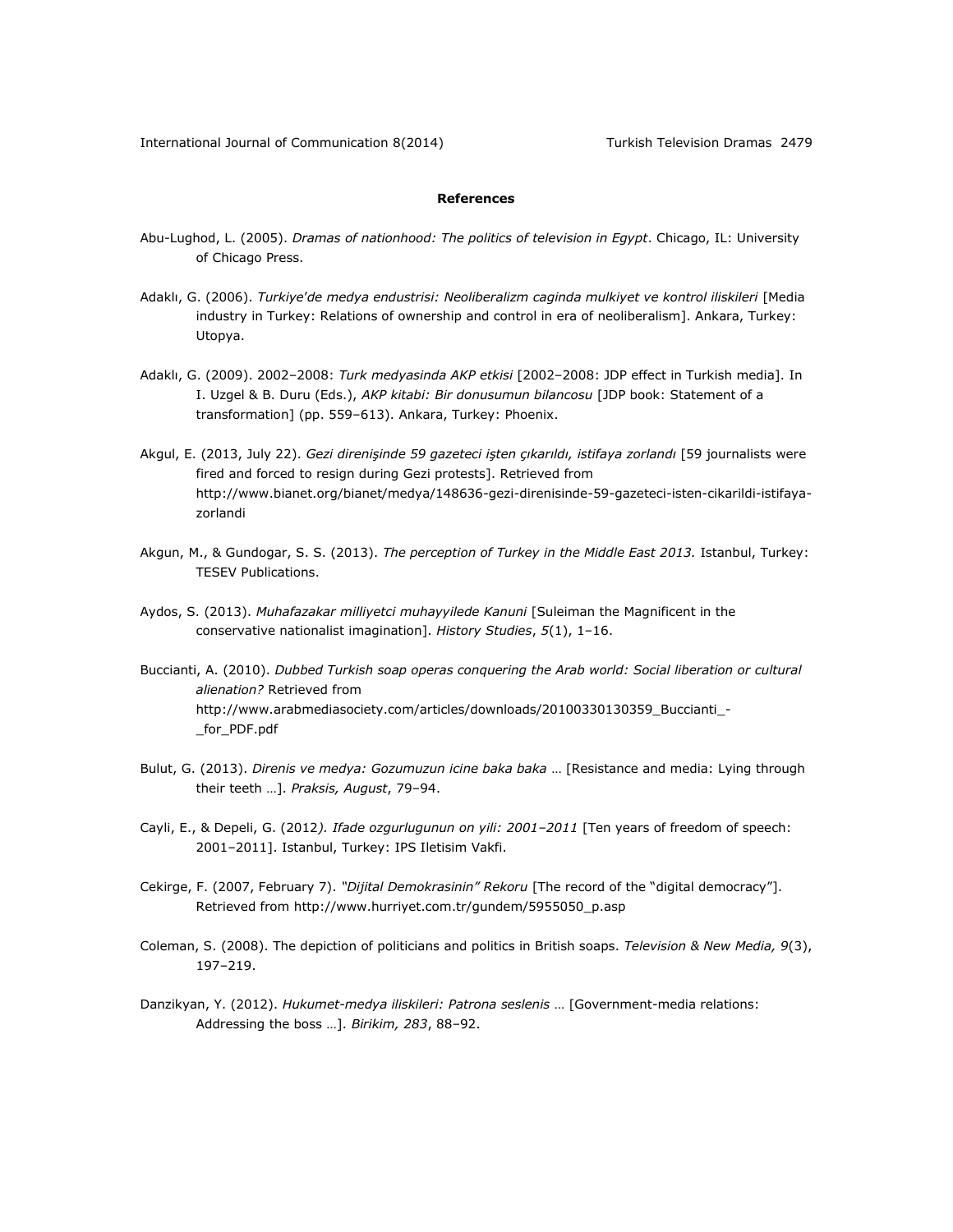**References**

Abu-Lughod, L. (2005). *Dramas of nationhood: The politics of television in Egypt*. Chicago, IL: University of Chicago Press.

Adaklı, G. (2006). *Turkiye'de medya endustrisi: Neoliberalizm caginda mulkiyet ve kontrol iliskileri* [Media industry in Turkey: Relations of ownership and control in era of neoliberalism]. Ankara, Turkey: Utopya.

Adaklı, G. (2009). 2002–2008: *Turk medyasinda AKP etkisi* [2002–2008: JDP effect in Turkish media]. In I. Uzgel & B. Duru (Eds.), *AKP kitabi: Bir donusumun bilancosu* [JDP book: Statement of a transformation] (pp. 559–613). Ankara, Turkey: Phoenix.

Akgul, E. (2013, July 22). *Gezi direnişinde 59 gazeteci işten çıkarıldı, istifaya zorlandı* [59 journalists were fired and forced to resign during Gezi protests]. Retrieved from http://www.bianet.org/bianet/medya/148636-gezi-direnisinde-59-gazeteci-isten-cikarildi-istifaya-zorlandi

Akgun, M., & Gundogar, S. S. (2013). *The perception of Turkey in the Middle East 2013.* Istanbul, Turkey: TESEV Publications.

Aydos, S. (2013). *Muhafazakar milliyetci muhayyilede Kanuni* [Suleiman the Magnificent in the conservative nationalist imagination]. *History Studies*, *5*(1), 1–16.

Buccianti, A. (2010). *Dubbed Turkish soap operas conquering the Arab world: Social liberation or cultural alienation?* Retrieved from http://www.arabmediasociety.com/articles/downloads/20100330130359_Buccianti_-_for_PDF.pdf

Bulut, G. (2013). *Direnis ve medya: Gozumuzun icine baka baka …* [Resistance and media: Lying through their teeth …]. *Praksis, August*, 79–94.

Cayli, E., & Depeli, G. (2012*). Ifade ozgurlugunun on yili: 2001–2011* [Ten years of freedom of speech: 2001–2011]. Istanbul, Turkey: IPS Iletisim Vakfi.

Cekirge, F. (2007, February 7). *"Dijital Demokrasinin" Rekoru* [The record of the "digital democracy"]. Retrieved from http://www.hurriyet.com.tr/gundem/5955050_p.asp

Coleman, S. (2008). The depiction of politicians and politics in British soaps. *Television & New Media, 9*(3), 197–219.

Danzikyan, Y. (2012). *Hukumet-medya iliskileri: Patrona seslenis …* [Government-media relations: Addressing the boss …]. *Birikim, 283*, 88–92.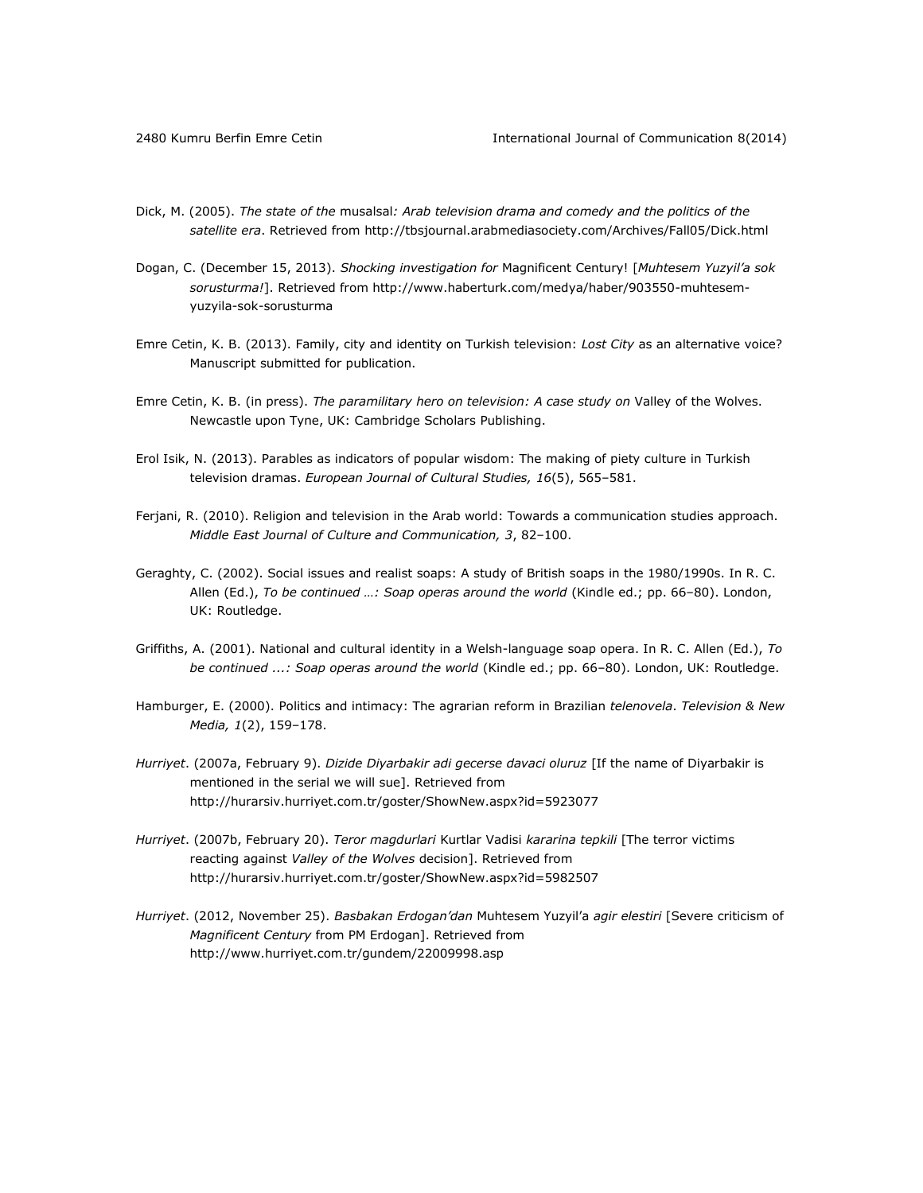Dick, M. (2005). *The state of the* musalsal*: Arab television drama and comedy and the politics of the satellite era*. Retrieved from http://tbsjournal.arabmediasociety.com/Archives/Fall05/Dick.html

Dogan, C. (December 15, 2013). *Shocking investigation for* Magnificent Century! [*Muhtesem Yuzyil'a sok sorusturma!*]. Retrieved from http://www.haberturk.com/medya/haber/903550-muhtesem-yuzyila-sok-sorusturma

Emre Cetin, K. B. (2013). Family, city and identity on Turkish television: *Lost City* as an alternative voice? Manuscript submitted for publication.

Emre Cetin, K. B. (in press). *The paramilitary hero on television: A case study on* Valley of the Wolves. Newcastle upon Tyne, UK: Cambridge Scholars Publishing.

Erol Isik, N. (2013). Parables as indicators of popular wisdom: The making of piety culture in Turkish television dramas. *European Journal of Cultural Studies, 16*(5), 565–581.

Ferjani, R. (2010). Religion and television in the Arab world: Towards a communication studies approach. *Middle East Journal of Culture and Communication, 3*, 82–100.

Geraghty, C. (2002). Social issues and realist soaps: A study of British soaps in the 1980/1990s. In R. C. Allen (Ed.), *To be continued …: Soap operas around the world* (Kindle ed.; pp. 66–80). London, UK: Routledge.

Griffiths, A. (2001). National and cultural identity in a Welsh-language soap opera. In R. C. Allen (Ed.), *To be continued ...: Soap operas around the world* (Kindle ed.; pp. 66–80). London, UK: Routledge.

Hamburger, E. (2000). Politics and intimacy: The agrarian reform in Brazilian *telenovela*. *Television & New Media, 1*(2), 159–178.

*Hurriyet*. (2007a, February 9). *Dizide Diyarbakir adi gecerse davaci oluruz* [If the name of Diyarbakir is mentioned in the serial we will sue]. Retrieved from http://hurarsiv.hurriyet.com.tr/goster/ShowNew.aspx?id=5923077

*Hurriyet*. (2007b, February 20). *Teror magdurlari* Kurtlar Vadisi *kararina tepkili* [The terror victims reacting against *Valley of the Wolves* decision]. Retrieved from http://hurarsiv.hurriyet.com.tr/goster/ShowNew.aspx?id=5982507

*Hurriyet*. (2012, November 25). *Basbakan Erdogan'dan* Muhtesem Yuzyil'a *agir elestiri* [Severe criticism of *Magnificent Century* from PM Erdogan]. Retrieved from http://www.hurriyet.com.tr/gundem/22009998.asp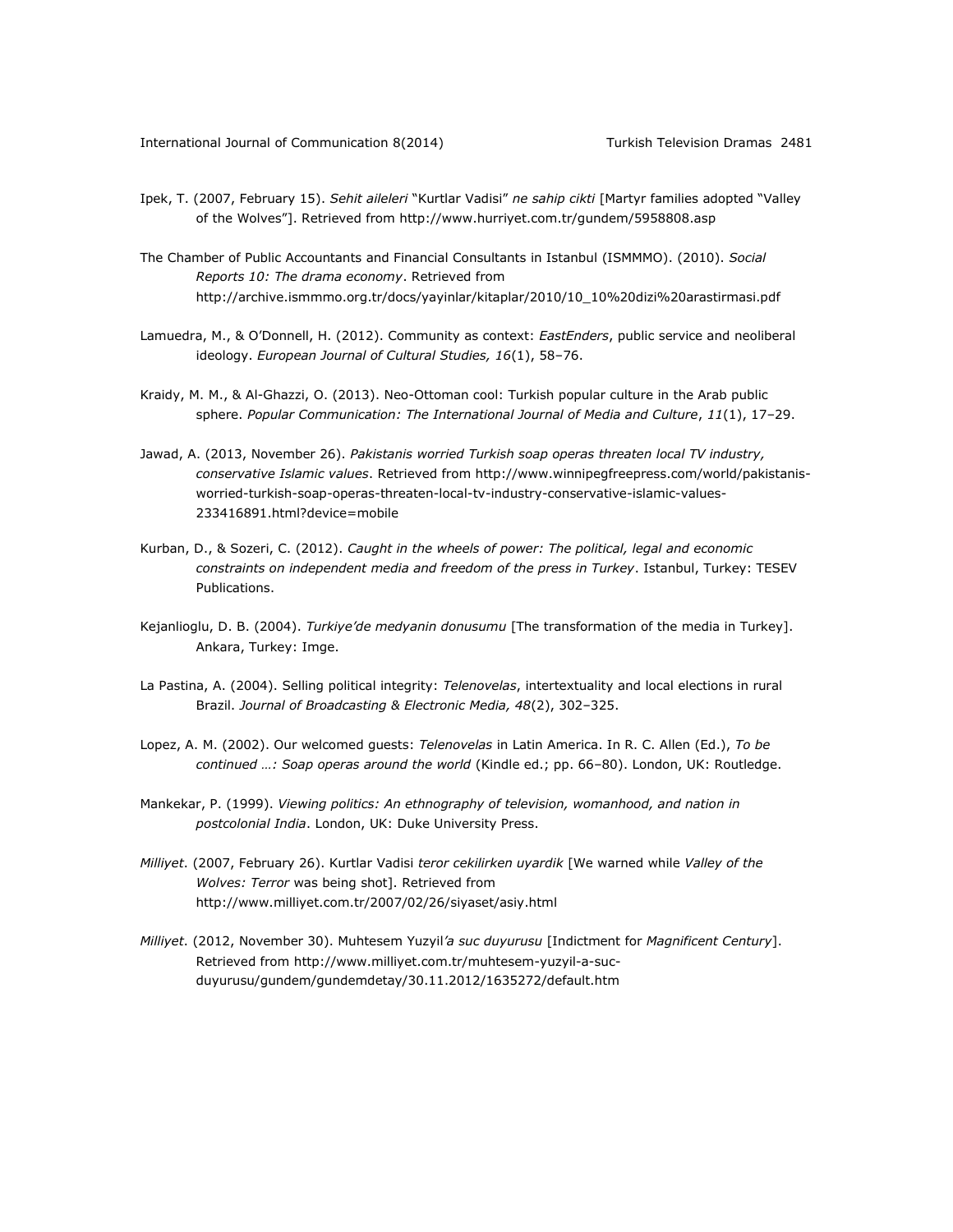Ipek, T. (2007, February 15). *Sehit aileleri* "Kurtlar Vadisi" *ne sahip cikti* [Martyr families adopted "Valley of the Wolves"]. Retrieved from http://www.hurriyet.com.tr/gundem/5958808.asp

The Chamber of Public Accountants and Financial Consultants in Istanbul (ISMMMO). (2010). *Social Reports 10: The drama economy*. Retrieved from http://archive.ismmmo.org.tr/docs/yayinlar/kitaplar/2010/10_10%20dizi%20arastirmasi.pdf

Lamuedra, M., & O'Donnell, H. (2012). Community as context: *EastEnders*, public service and neoliberal ideology. *European Journal of Cultural Studies, 16*(1), 58–76.

Kraidy, M. M., & Al-Ghazzi, O. (2013). Neo-Ottoman cool: Turkish popular culture in the Arab public sphere. *Popular Communication: The International Journal of Media and Culture*, *11*(1), 17–29.

Jawad, A. (2013, November 26). *Pakistanis worried Turkish soap operas threaten local TV industry, conservative Islamic values*. Retrieved from http://www.winnipegfreepress.com/world/pakistanis-worried-turkish-soap-operas-threaten-local-tv-industry-conservative-islamic-values-233416891.html?device=mobile

Kurban, D., & Sozeri, C. (2012). *Caught in the wheels of power: The political, legal and economic constraints on independent media and freedom of the press in Turkey*. Istanbul, Turkey: TESEV Publications.

Kejanlioglu, D. B. (2004). *Turkiye'de medyanin donusumu* [The transformation of the media in Turkey]. Ankara, Turkey: Imge.

La Pastina, A. (2004). Selling political integrity: *Telenovelas*, intertextuality and local elections in rural Brazil. *Journal of Broadcasting & Electronic Media, 48*(2), 302–325.

Lopez, A. M. (2002). Our welcomed guests: *Telenovelas* in Latin America. In R. C. Allen (Ed.), *To be continued …: Soap operas around the world* (Kindle ed.; pp. 66–80). London, UK: Routledge.

Mankekar, P. (1999). *Viewing politics: An ethnography of television, womanhood, and nation in postcolonial India*. London, UK: Duke University Press.

*Milliyet*. (2007, February 26). Kurtlar Vadisi *teror cekilirken uyardik* [We warned while *Valley of the Wolves: Terror* was being shot]. Retrieved from http://www.milliyet.com.tr/2007/02/26/siyaset/asiy.html

*Milliyet*. (2012, November 30). Muhtesem Yuzyil*'a suc duyurusu* [Indictment for *Magnificent Century*]. Retrieved from http://www.milliyet.com.tr/muhtesem-yuzyil-a-suc-duyurusu/gundem/gundemdetay/30.11.2012/1635272/default.htm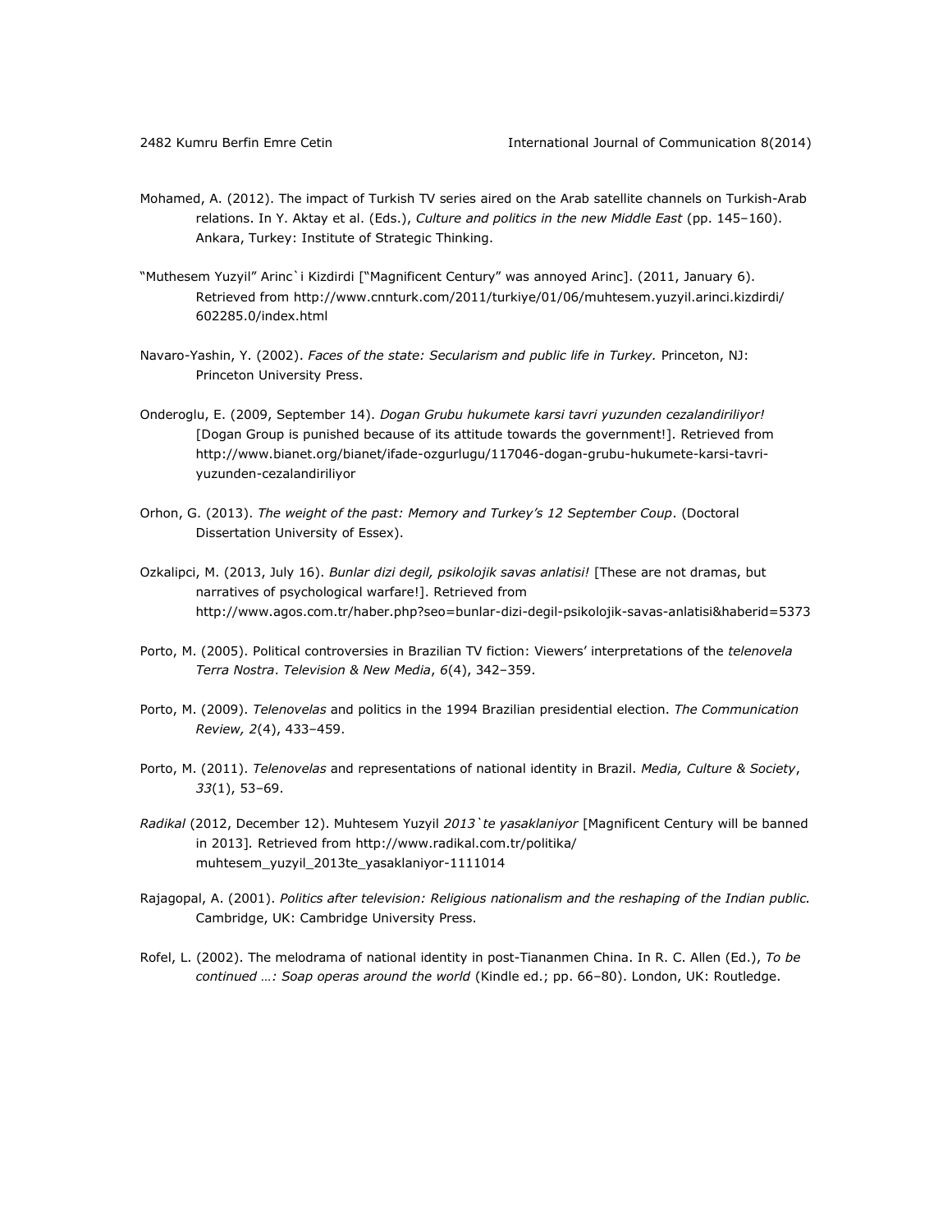Mohamed, A. (2012). The impact of Turkish TV series aired on the Arab satellite channels on Turkish-Arab relations. In Y. Aktay et al. (Eds.), *Culture and politics in the new Middle East* (pp. 145–160). Ankara, Turkey: Institute of Strategic Thinking.

"Muthesem Yuzyil" Arinc`i Kizdirdi ["Magnificent Century" was annoyed Arinc]. (2011, January 6). Retrieved from http://www.cnnturk.com/2011/turkiye/01/06/muhtesem.yuzyil.arinci.kizdirdi/602285.0/index.html

Navaro-Yashin, Y. (2002). *Faces of the state: Secularism and public life in Turkey.* Princeton, NJ: Princeton University Press.

Onderoglu, E. (2009, September 14). *Dogan Grubu hukumete karsi tavri yuzunden cezalandiriliyor!* [Dogan Group is punished because of its attitude towards the government!]. Retrieved from http://www.bianet.org/bianet/ifade-ozgurlugu/117046-dogan-grubu-hukumete-karsi-tavri-yuzunden-cezalandiriliyor

Orhon, G. (2013). *The weight of the past: Memory and Turkey's 12 September Coup*. (Doctoral Dissertation University of Essex).

Ozkalipci, M. (2013, July 16). *Bunlar dizi degil, psikolojik savas anlatisi!* [These are not dramas, but narratives of psychological warfare!]. Retrieved from http://www.agos.com.tr/haber.php?seo=bunlar-dizi-degil-psikolojik-savas-anlatisi&haberid=5373

Porto, M. (2005). Political controversies in Brazilian TV fiction: Viewers' interpretations of the *telenovela Terra Nostra*. *Television & New Media*, *6*(4), 342–359.

Porto, M. (2009). *Telenovelas* and politics in the 1994 Brazilian presidential election. *The Communication Review, 2*(4), 433–459.

Porto, M. (2011). *Telenovelas* and representations of national identity in Brazil. *Media, Culture & Society*, *33*(1), 53–69.

*Radikal* (2012, December 12). Muhtesem Yuzyil *2013`te yasaklaniyor* [Magnificent Century will be banned in 2013]. Retrieved from http://www.radikal.com.tr/politika/muhtesem_yuzyil_2013te_yasaklaniyor-1111014

Rajagopal, A. (2001). *Politics after television: Religious nationalism and the reshaping of the Indian public.* Cambridge, UK: Cambridge University Press.

Rofel, L. (2002). The melodrama of national identity in post-Tiananmen China. In R. C. Allen (Ed.), *To be continued …: Soap operas around the world* (Kindle ed.; pp. 66–80). London, UK: Routledge.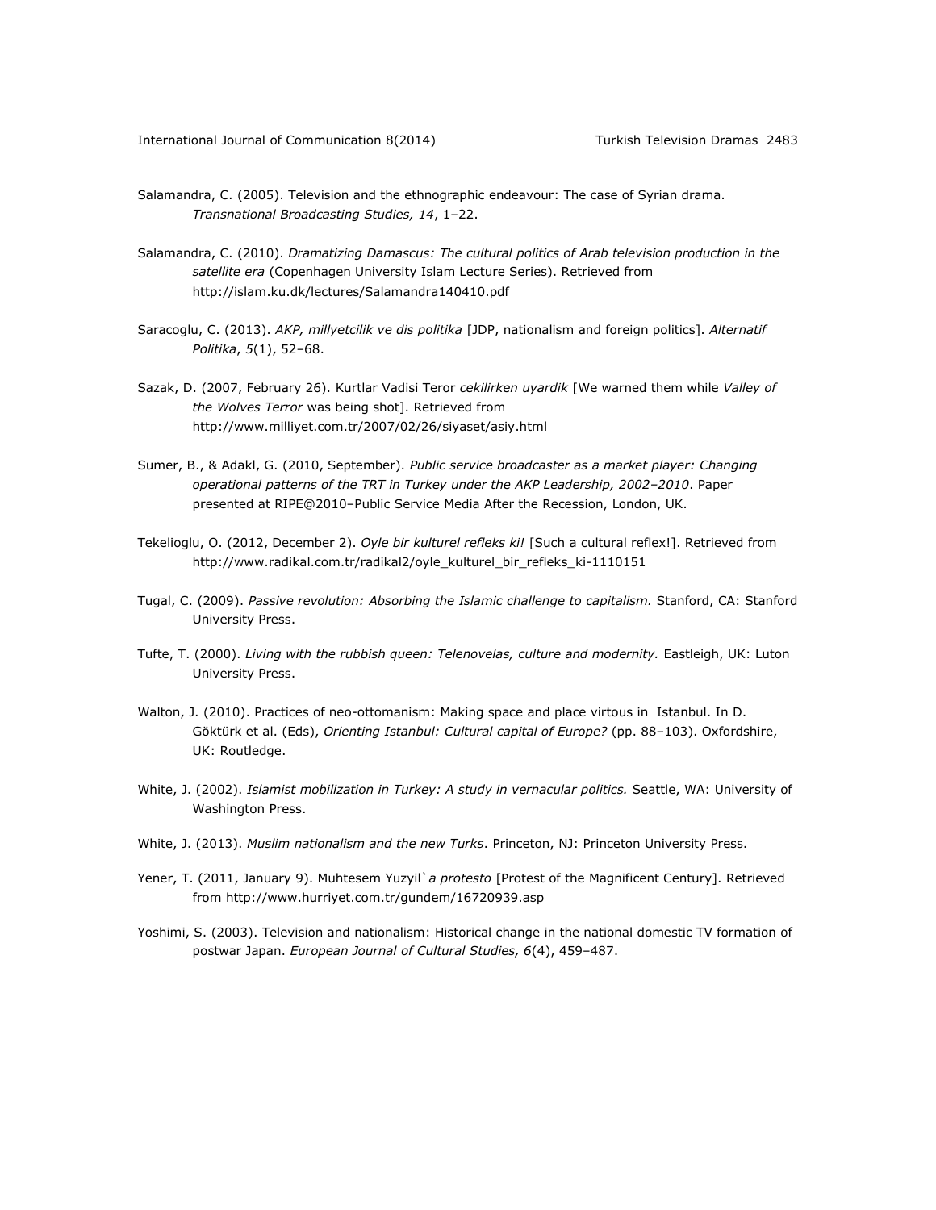Salamandra, C. (2005). Television and the ethnographic endeavour: The case of Syrian drama. *Transnational Broadcasting Studies, 14*, 1–22.

Salamandra, C. (2010). *Dramatizing Damascus: The cultural politics of Arab television production in the satellite era* (Copenhagen University Islam Lecture Series). Retrieved from http://islam.ku.dk/lectures/Salamandra140410.pdf

Saracoglu, C. (2013). *AKP, millyetcilik ve dis politika* [JDP, nationalism and foreign politics]. *Alternatif Politika*, *5*(1), 52–68.

Sazak, D. (2007, February 26). Kurtlar Vadisi Teror *cekilirken uyardik* [We warned them while *Valley of the Wolves Terror* was being shot]. Retrieved from http://www.milliyet.com.tr/2007/02/26/siyaset/asiy.html

Sumer, B., & Adakl, G. (2010, September). *Public service broadcaster as a market player: Changing operational patterns of the TRT in Turkey under the AKP Leadership, 2002–2010*. Paper presented at RIPE@2010–Public Service Media After the Recession, London, UK.

Tekelioglu, O. (2012, December 2). *Oyle bir kulturel refleks ki!* [Such a cultural reflex!]. Retrieved from http://www.radikal.com.tr/radikal2/oyle_kulturel_bir_refleks_ki-1110151

Tugal, C. (2009). *Passive revolution: Absorbing the Islamic challenge to capitalism.* Stanford, CA: Stanford University Press.

Tufte, T. (2000). *Living with the rubbish queen: Telenovelas, culture and modernity.* Eastleigh, UK: Luton University Press.

Walton, J. (2010). Practices of neo-ottomanism: Making space and place virtous in Istanbul. In D. Göktürk et al. (Eds), *Orienting Istanbul: Cultural capital of Europe?* (pp. 88–103). Oxfordshire, UK: Routledge.

White, J. (2002). *Islamist mobilization in Turkey: A study in vernacular politics.* Seattle, WA: University of Washington Press.

White, J. (2013). *Muslim nationalism and the new Turks*. Princeton, NJ: Princeton University Press.

Yener, T. (2011, January 9). Muhtesem Yuzyil`*a protesto* [Protest of the Magnificent Century]. Retrieved from http://www.hurriyet.com.tr/gundem/16720939.asp

Yoshimi, S. (2003). Television and nationalism: Historical change in the national domestic TV formation of postwar Japan. *European Journal of Cultural Studies, 6*(4), 459–487.